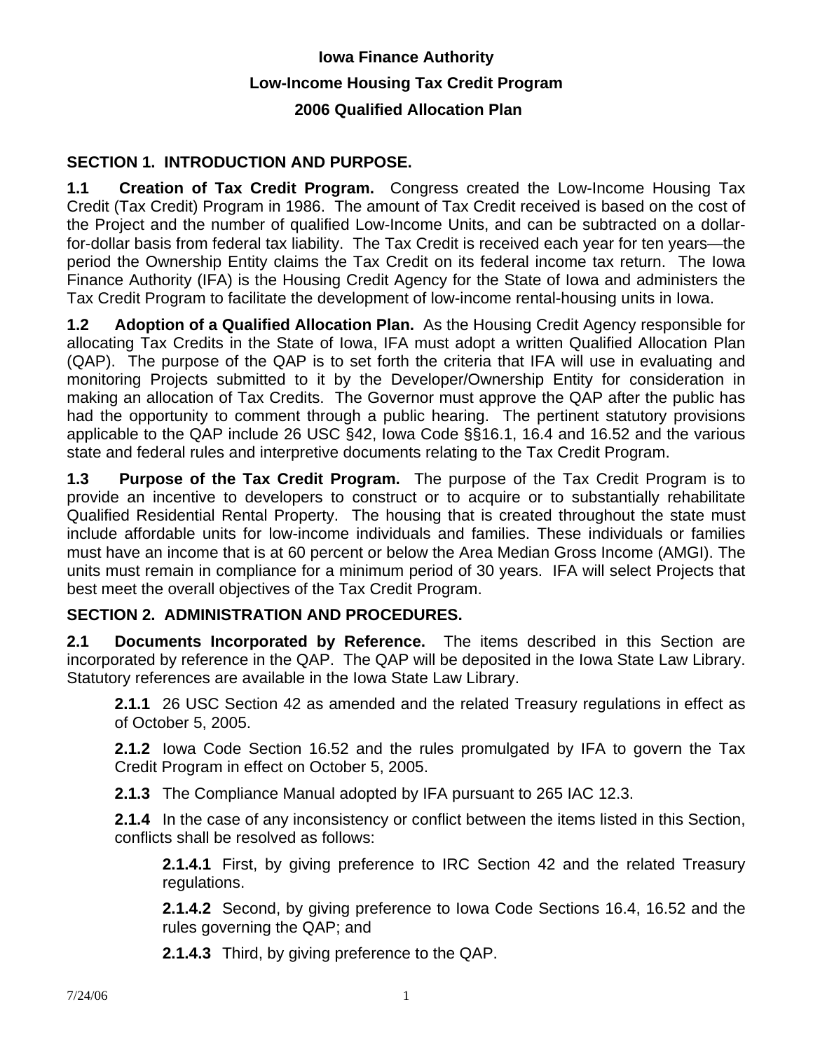# Iowa Finance Authority

## Low-Income Housing Tax Credit Program

## 2006 Qualified Allocation Plan

### SECTION 1. INTRODUCTION AND PURPOSE.

**1.1 Creation of Tax Credit Program.** Congress created the Low-Income Housing Tax Credit (Tax Credit) Program in 1986. The amount of Tax Credit received is based on the cost of the Project and the number of qualified Low-Income Units, and can be subtracted on a dollar-for-dollar basis from federal tax liability. The Tax Credit is received each year for ten years—the period the Ownership Entity claims the Tax Credit on its federal income tax return. The Iowa Finance Authority (IFA) is the Housing Credit Agency for the State of Iowa and administers the Tax Credit Program to facilitate the development of low-income rental-housing units in Iowa.

**1.2 Adoption of a Qualified Allocation Plan.** As the Housing Credit Agency responsible for allocating Tax Credits in the State of Iowa, IFA must adopt a written Qualified Allocation Plan (QAP). The purpose of the QAP is to set forth the criteria that IFA will use in evaluating and monitoring Projects submitted to it by the Developer/Ownership Entity for consideration in making an allocation of Tax Credits. The Governor must approve the QAP after the public has had the opportunity to comment through a public hearing. The pertinent statutory provisions applicable to the QAP include 26 USC §42, Iowa Code §§16.1, 16.4 and 16.52 and the various state and federal rules and interpretive documents relating to the Tax Credit Program.

**1.3 Purpose of the Tax Credit Program.** The purpose of the Tax Credit Program is to provide an incentive to developers to construct or to acquire or to substantially rehabilitate Qualified Residential Rental Property. The housing that is created throughout the state must include affordable units for low-income individuals and families. These individuals or families must have an income that is at 60 percent or below the Area Median Gross Income (AMGI). The units must remain in compliance for a minimum period of 30 years. IFA will select Projects that best meet the overall objectives of the Tax Credit Program.

### SECTION 2. ADMINISTRATION AND PROCEDURES.

**2.1 Documents Incorporated by Reference.** The items described in this Section are incorporated by reference in the QAP. The QAP will be deposited in the Iowa State Law Library. Statutory references are available in the Iowa State Law Library.

**2.1.1** 26 USC Section 42 as amended and the related Treasury regulations in effect as of October 5, 2005.

**2.1.2** Iowa Code Section 16.52 and the rules promulgated by IFA to govern the Tax Credit Program in effect on October 5, 2005.

**2.1.3** The Compliance Manual adopted by IFA pursuant to 265 IAC 12.3.

**2.1.4** In the case of any inconsistency or conflict between the items listed in this Section, conflicts shall be resolved as follows:

**2.1.4.1** First, by giving preference to IRC Section 42 and the related Treasury regulations.

**2.1.4.2** Second, by giving preference to Iowa Code Sections 16.4, 16.52 and the rules governing the QAP; and

**2.1.4.3** Third, by giving preference to the QAP.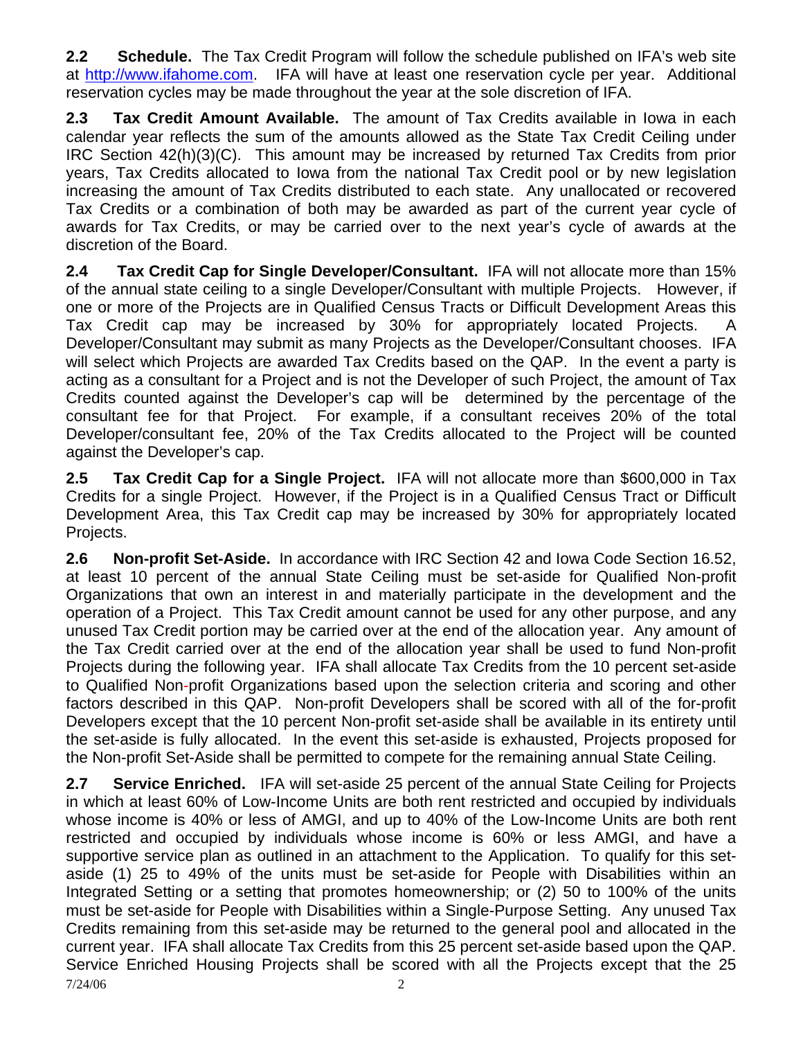**2.2 Schedule.** The Tax Credit Program will follow the schedule published on IFA's web site at http://www.ifahome.com. IFA will have at least one reservation cycle per year. Additional reservation cycles may be made throughout the year at the sole discretion of IFA.

**2.3 Tax Credit Amount Available.** The amount of Tax Credits available in Iowa in each calendar year reflects the sum of the amounts allowed as the State Tax Credit Ceiling under IRC Section 42(h)(3)(C). This amount may be increased by returned Tax Credits from prior years, Tax Credits allocated to Iowa from the national Tax Credit pool or by new legislation increasing the amount of Tax Credits distributed to each state. Any unallocated or recovered Tax Credits or a combination of both may be awarded as part of the current year cycle of awards for Tax Credits, or may be carried over to the next year's cycle of awards at the discretion of the Board.

**2.4 Tax Credit Cap for Single Developer/Consultant.** IFA will not allocate more than 15% of the annual state ceiling to a single Developer/Consultant with multiple Projects. However, if one or more of the Projects are in Qualified Census Tracts or Difficult Development Areas this Tax Credit cap may be increased by 30% for appropriately located Projects. A Developer/Consultant may submit as many Projects as the Developer/Consultant chooses. IFA will select which Projects are awarded Tax Credits based on the QAP. In the event a party is acting as a consultant for a Project and is not the Developer of such Project, the amount of Tax Credits counted against the Developer's cap will be determined by the percentage of the consultant fee for that Project. For example, if a consultant receives 20% of the total Developer/consultant fee, 20% of the Tax Credits allocated to the Project will be counted against the Developer's cap.

**2.5 Tax Credit Cap for a Single Project.** IFA will not allocate more than $600,000 in Tax Credits for a single Project. However, if the Project is in a Qualified Census Tract or Difficult Development Area, this Tax Credit cap may be increased by 30% for appropriately located Projects.

**2.6 Non-profit Set-Aside.** In accordance with IRC Section 42 and Iowa Code Section 16.52, at least 10 percent of the annual State Ceiling must be set-aside for Qualified Non-profit Organizations that own an interest in and materially participate in the development and the operation of a Project. This Tax Credit amount cannot be used for any other purpose, and any unused Tax Credit portion may be carried over at the end of the allocation year. Any amount of the Tax Credit carried over at the end of the allocation year shall be used to fund Non-profit Projects during the following year. IFA shall allocate Tax Credits from the 10 percent set-aside to Qualified Non-profit Organizations based upon the selection criteria and scoring and other factors described in this QAP. Non-profit Developers shall be scored with all of the for-profit Developers except that the 10 percent Non-profit set-aside shall be available in its entirety until the set-aside is fully allocated. In the event this set-aside is exhausted, Projects proposed for the Non-profit Set-Aside shall be permitted to compete for the remaining annual State Ceiling.

**2.7 Service Enriched.** IFA will set-aside 25 percent of the annual State Ceiling for Projects in which at least 60% of Low-Income Units are both rent restricted and occupied by individuals whose income is 40% or less of AMGI, and up to 40% of the Low-Income Units are both rent restricted and occupied by individuals whose income is 60% or less AMGI, and have a supportive service plan as outlined in an attachment to the Application. To qualify for this set-aside (1) 25 to 49% of the units must be set-aside for People with Disabilities within an Integrated Setting or a setting that promotes homeownership; or (2) 50 to 100% of the units must be set-aside for People with Disabilities within a Single-Purpose Setting. Any unused Tax Credits remaining from this set-aside may be returned to the general pool and allocated in the current year. IFA shall allocate Tax Credits from this 25 percent set-aside based upon the QAP. Service Enriched Housing Projects shall be scored with all the Projects except that the 25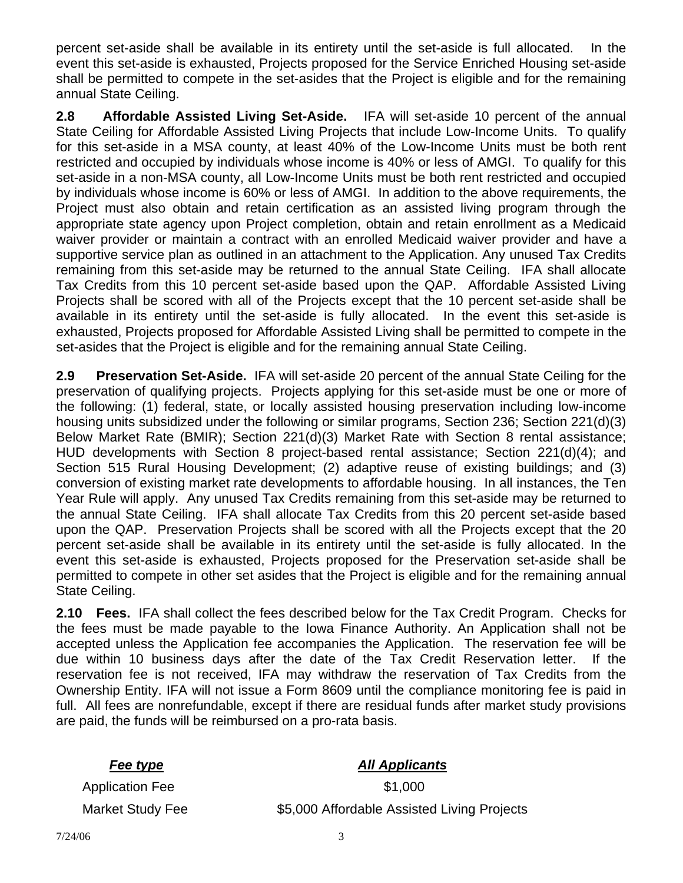percent set-aside shall be available in its entirety until the set-aside is full allocated. In the event this set-aside is exhausted, Projects proposed for the Service Enriched Housing set-aside shall be permitted to compete in the set-asides that the Project is eligible and for the remaining annual State Ceiling.

**2.8 Affordable Assisted Living Set-Aside.** IFA will set-aside 10 percent of the annual State Ceiling for Affordable Assisted Living Projects that include Low-Income Units. To qualify for this set-aside in a MSA county, at least 40% of the Low-Income Units must be both rent restricted and occupied by individuals whose income is 40% or less of AMGI. To qualify for this set-aside in a non-MSA county, all Low-Income Units must be both rent restricted and occupied by individuals whose income is 60% or less of AMGI. In addition to the above requirements, the Project must also obtain and retain certification as an assisted living program through the appropriate state agency upon Project completion, obtain and retain enrollment as a Medicaid waiver provider or maintain a contract with an enrolled Medicaid waiver provider and have a supportive service plan as outlined in an attachment to the Application. Any unused Tax Credits remaining from this set-aside may be returned to the annual State Ceiling. IFA shall allocate Tax Credits from this 10 percent set-aside based upon the QAP. Affordable Assisted Living Projects shall be scored with all of the Projects except that the 10 percent set-aside shall be available in its entirety until the set-aside is fully allocated. In the event this set-aside is exhausted, Projects proposed for Affordable Assisted Living shall be permitted to compete in the set-asides that the Project is eligible and for the remaining annual State Ceiling.

**2.9 Preservation Set-Aside.** IFA will set-aside 20 percent of the annual State Ceiling for the preservation of qualifying projects. Projects applying for this set-aside must be one or more of the following: (1) federal, state, or locally assisted housing preservation including low-income housing units subsidized under the following or similar programs, Section 236; Section 221(d)(3) Below Market Rate (BMIR); Section 221(d)(3) Market Rate with Section 8 rental assistance; HUD developments with Section 8 project-based rental assistance; Section 221(d)(4); and Section 515 Rural Housing Development; (2) adaptive reuse of existing buildings; and (3) conversion of existing market rate developments to affordable housing. In all instances, the Ten Year Rule will apply. Any unused Tax Credits remaining from this set-aside may be returned to the annual State Ceiling. IFA shall allocate Tax Credits from this 20 percent set-aside based upon the QAP. Preservation Projects shall be scored with all the Projects except that the 20 percent set-aside shall be available in its entirety until the set-aside is fully allocated. In the event this set-aside is exhausted, Projects proposed for the Preservation set-aside shall be permitted to compete in other set asides that the Project is eligible and for the remaining annual State Ceiling.

**2.10 Fees.** IFA shall collect the fees described below for the Tax Credit Program. Checks for the fees must be made payable to the Iowa Finance Authority. An Application shall not be accepted unless the Application fee accompanies the Application. The reservation fee will be due within 10 business days after the date of the Tax Credit Reservation letter. If the reservation fee is not received, IFA may withdraw the reservation of Tax Credits from the Ownership Entity. IFA will not issue a Form 8609 until the compliance monitoring fee is paid in full. All fees are nonrefundable, except if there are residual funds after market study provisions are paid, the funds will be reimbursed on a pro-rata basis.

| ***Fee type*** | ***All Applicants*** |
|---|---|
| Application Fee | $1,000 |
| Market Study Fee | $5,000 Affordable Assisted Living Projects |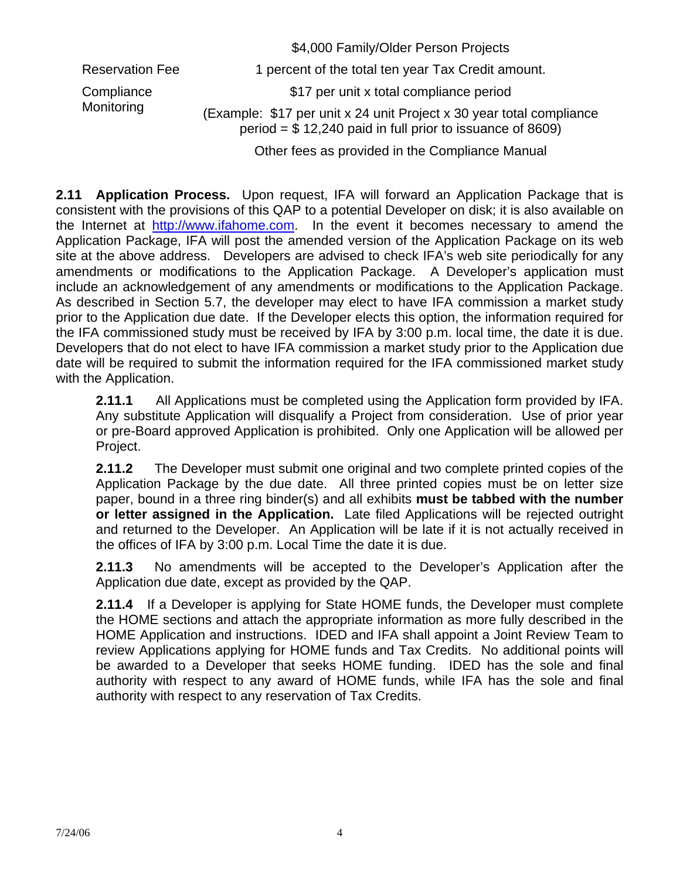| | |
|---|---|
| | $4,000 Family/Older Person Projects |
| Reservation Fee | 1 percent of the total ten year Tax Credit amount. |
| Compliance Monitoring | $17 per unit x total compliance period<br>(Example: $17 per unit x 24 unit Project x 30 year total compliance period = $ 12,240 paid in full prior to issuance of 8609)<br>Other fees as provided in the Compliance Manual |

**2.11 Application Process.** Upon request, IFA will forward an Application Package that is consistent with the provisions of this QAP to a potential Developer on disk; it is also available on the Internet at http://www.ifahome.com. In the event it becomes necessary to amend the Application Package, IFA will post the amended version of the Application Package on its web site at the above address. Developers are advised to check IFA's web site periodically for any amendments or modifications to the Application Package. A Developer's application must include an acknowledgement of any amendments or modifications to the Application Package. As described in Section 5.7, the developer may elect to have IFA commission a market study prior to the Application due date. If the Developer elects this option, the information required for the IFA commissioned study must be received by IFA by 3:00 p.m. local time, the date it is due. Developers that do not elect to have IFA commission a market study prior to the Application due date will be required to submit the information required for the IFA commissioned market study with the Application.

**2.11.1** All Applications must be completed using the Application form provided by IFA. Any substitute Application will disqualify a Project from consideration. Use of prior year or pre-Board approved Application is prohibited. Only one Application will be allowed per Project.

**2.11.2** The Developer must submit one original and two complete printed copies of the Application Package by the due date. All three printed copies must be on letter size paper, bound in a three ring binder(s) and all exhibits **must be tabbed with the number or letter assigned in the Application.** Late filed Applications will be rejected outright and returned to the Developer. An Application will be late if it is not actually received in the offices of IFA by 3:00 p.m. Local Time the date it is due.

**2.11.3** No amendments will be accepted to the Developer's Application after the Application due date, except as provided by the QAP.

**2.11.4** If a Developer is applying for State HOME funds, the Developer must complete the HOME sections and attach the appropriate information as more fully described in the HOME Application and instructions. IDED and IFA shall appoint a Joint Review Team to review Applications applying for HOME funds and Tax Credits. No additional points will be awarded to a Developer that seeks HOME funding. IDED has the sole and final authority with respect to any award of HOME funds, while IFA has the sole and final authority with respect to any reservation of Tax Credits.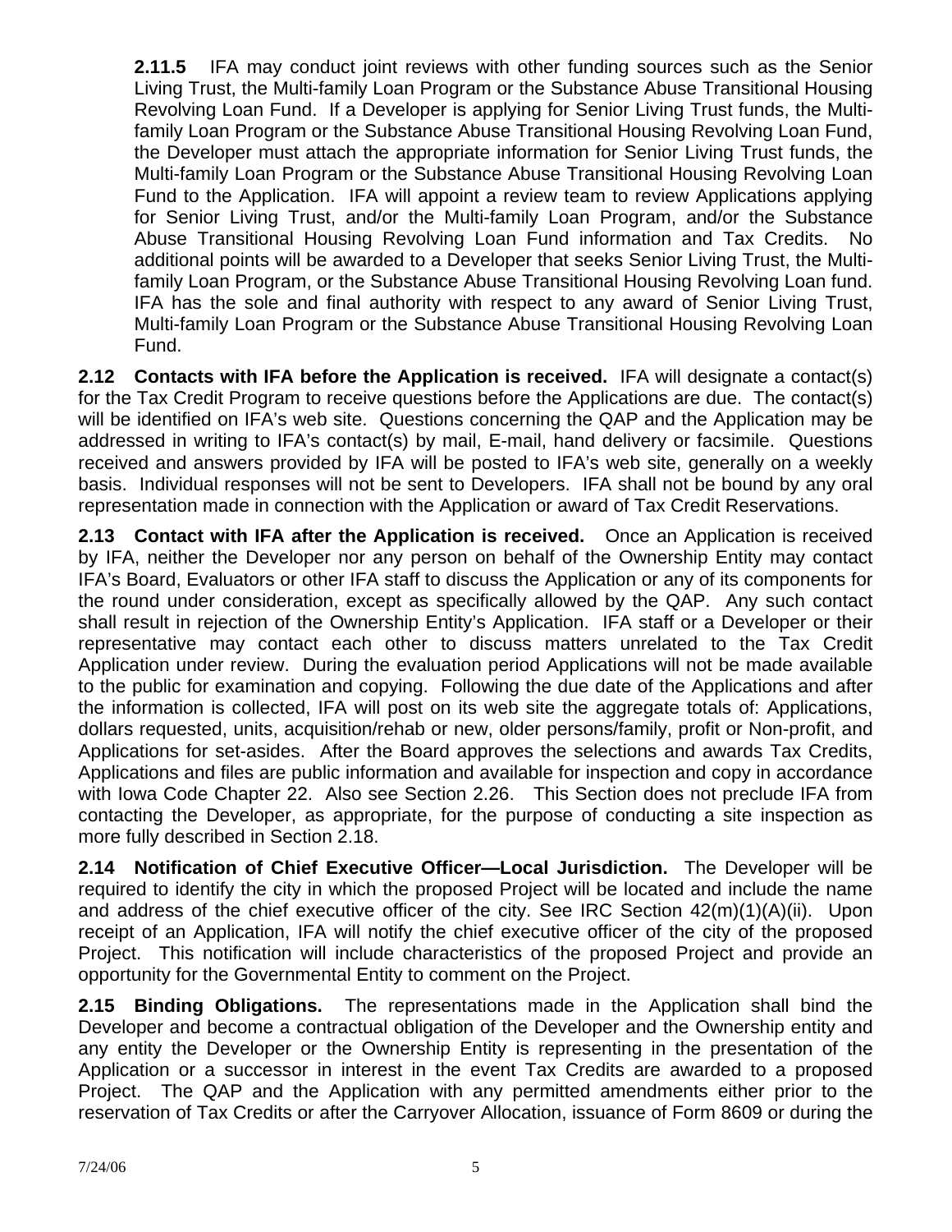**2.11.5** IFA may conduct joint reviews with other funding sources such as the Senior Living Trust, the Multi-family Loan Program or the Substance Abuse Transitional Housing Revolving Loan Fund. If a Developer is applying for Senior Living Trust funds, the Multi-family Loan Program or the Substance Abuse Transitional Housing Revolving Loan Fund, the Developer must attach the appropriate information for Senior Living Trust funds, the Multi-family Loan Program or the Substance Abuse Transitional Housing Revolving Loan Fund to the Application. IFA will appoint a review team to review Applications applying for Senior Living Trust, and/or the Multi-family Loan Program, and/or the Substance Abuse Transitional Housing Revolving Loan Fund information and Tax Credits. No additional points will be awarded to a Developer that seeks Senior Living Trust, the Multi-family Loan Program, or the Substance Abuse Transitional Housing Revolving Loan fund. IFA has the sole and final authority with respect to any award of Senior Living Trust, Multi-family Loan Program or the Substance Abuse Transitional Housing Revolving Loan Fund.

**2.12 Contacts with IFA before the Application is received.** IFA will designate a contact(s) for the Tax Credit Program to receive questions before the Applications are due. The contact(s) will be identified on IFA's web site. Questions concerning the QAP and the Application may be addressed in writing to IFA's contact(s) by mail, E-mail, hand delivery or facsimile. Questions received and answers provided by IFA will be posted to IFA's web site, generally on a weekly basis. Individual responses will not be sent to Developers. IFA shall not be bound by any oral representation made in connection with the Application or award of Tax Credit Reservations.

**2.13 Contact with IFA after the Application is received.** Once an Application is received by IFA, neither the Developer nor any person on behalf of the Ownership Entity may contact IFA's Board, Evaluators or other IFA staff to discuss the Application or any of its components for the round under consideration, except as specifically allowed by the QAP. Any such contact shall result in rejection of the Ownership Entity's Application. IFA staff or a Developer or their representative may contact each other to discuss matters unrelated to the Tax Credit Application under review. During the evaluation period Applications will not be made available to the public for examination and copying. Following the due date of the Applications and after the information is collected, IFA will post on its web site the aggregate totals of: Applications, dollars requested, units, acquisition/rehab or new, older persons/family, profit or Non-profit, and Applications for set-asides. After the Board approves the selections and awards Tax Credits, Applications and files are public information and available for inspection and copy in accordance with Iowa Code Chapter 22. Also see Section 2.26. This Section does not preclude IFA from contacting the Developer, as appropriate, for the purpose of conducting a site inspection as more fully described in Section 2.18.

**2.14 Notification of Chief Executive Officer—Local Jurisdiction.** The Developer will be required to identify the city in which the proposed Project will be located and include the name and address of the chief executive officer of the city. See IRC Section 42(m)(1)(A)(ii). Upon receipt of an Application, IFA will notify the chief executive officer of the city of the proposed Project. This notification will include characteristics of the proposed Project and provide an opportunity for the Governmental Entity to comment on the Project.

**2.15 Binding Obligations.** The representations made in the Application shall bind the Developer and become a contractual obligation of the Developer and the Ownership entity and any entity the Developer or the Ownership Entity is representing in the presentation of the Application or a successor in interest in the event Tax Credits are awarded to a proposed Project. The QAP and the Application with any permitted amendments either prior to the reservation of Tax Credits or after the Carryover Allocation, issuance of Form 8609 or during the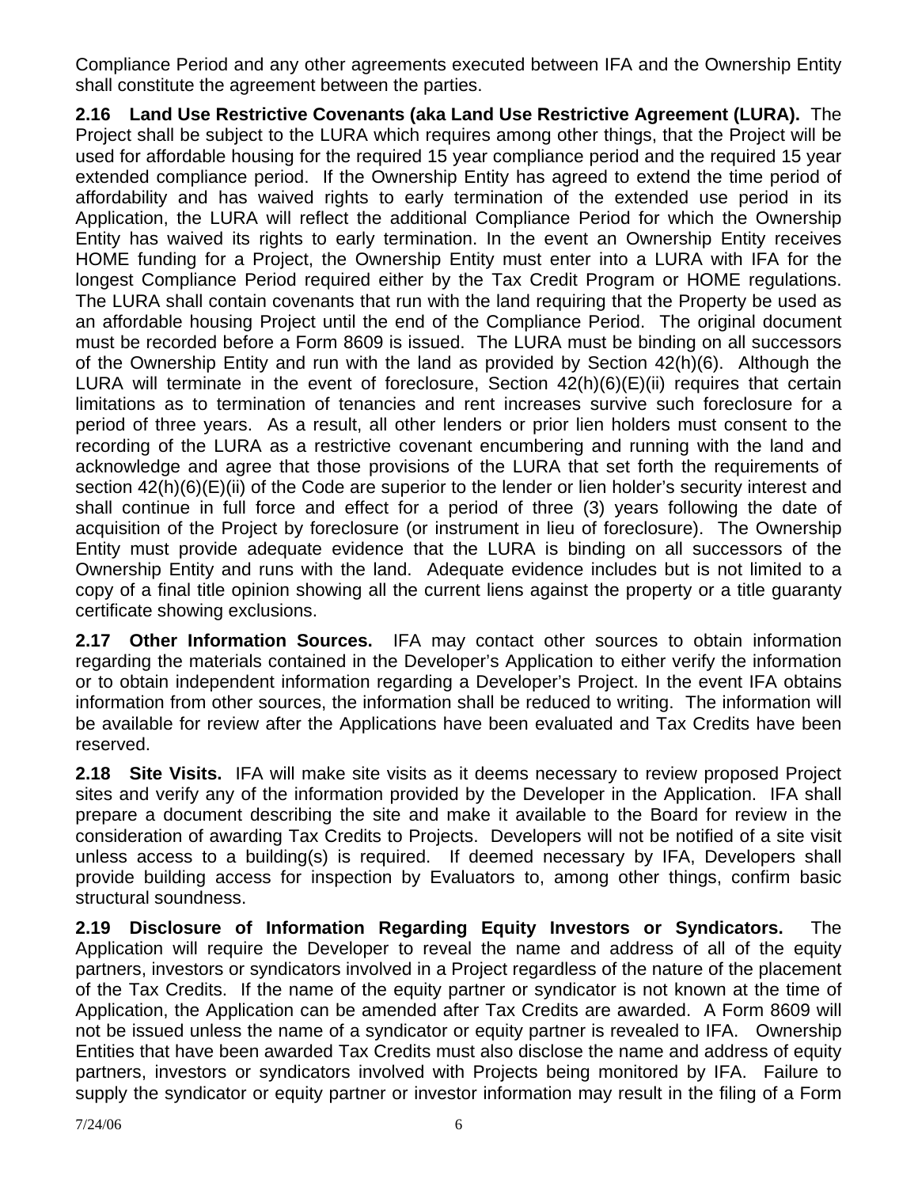Compliance Period and any other agreements executed between IFA and the Ownership Entity shall constitute the agreement between the parties.

**2.16 Land Use Restrictive Covenants (aka Land Use Restrictive Agreement (LURA).** The Project shall be subject to the LURA which requires among other things, that the Project will be used for affordable housing for the required 15 year compliance period and the required 15 year extended compliance period. If the Ownership Entity has agreed to extend the time period of affordability and has waived rights to early termination of the extended use period in its Application, the LURA will reflect the additional Compliance Period for which the Ownership Entity has waived its rights to early termination. In the event an Ownership Entity receives HOME funding for a Project, the Ownership Entity must enter into a LURA with IFA for the longest Compliance Period required either by the Tax Credit Program or HOME regulations. The LURA shall contain covenants that run with the land requiring that the Property be used as an affordable housing Project until the end of the Compliance Period. The original document must be recorded before a Form 8609 is issued. The LURA must be binding on all successors of the Ownership Entity and run with the land as provided by Section 42(h)(6). Although the LURA will terminate in the event of foreclosure, Section 42(h)(6)(E)(ii) requires that certain limitations as to termination of tenancies and rent increases survive such foreclosure for a period of three years. As a result, all other lenders or prior lien holders must consent to the recording of the LURA as a restrictive covenant encumbering and running with the land and acknowledge and agree that those provisions of the LURA that set forth the requirements of section 42(h)(6)(E)(ii) of the Code are superior to the lender or lien holder's security interest and shall continue in full force and effect for a period of three (3) years following the date of acquisition of the Project by foreclosure (or instrument in lieu of foreclosure). The Ownership Entity must provide adequate evidence that the LURA is binding on all successors of the Ownership Entity and runs with the land. Adequate evidence includes but is not limited to a copy of a final title opinion showing all the current liens against the property or a title guaranty certificate showing exclusions.

**2.17 Other Information Sources.** IFA may contact other sources to obtain information regarding the materials contained in the Developer's Application to either verify the information or to obtain independent information regarding a Developer's Project. In the event IFA obtains information from other sources, the information shall be reduced to writing. The information will be available for review after the Applications have been evaluated and Tax Credits have been reserved.

**2.18 Site Visits.** IFA will make site visits as it deems necessary to review proposed Project sites and verify any of the information provided by the Developer in the Application. IFA shall prepare a document describing the site and make it available to the Board for review in the consideration of awarding Tax Credits to Projects. Developers will not be notified of a site visit unless access to a building(s) is required. If deemed necessary by IFA, Developers shall provide building access for inspection by Evaluators to, among other things, confirm basic structural soundness.

**2.19 Disclosure of Information Regarding Equity Investors or Syndicators.** The Application will require the Developer to reveal the name and address of all of the equity partners, investors or syndicators involved in a Project regardless of the nature of the placement of the Tax Credits. If the name of the equity partner or syndicator is not known at the time of Application, the Application can be amended after Tax Credits are awarded. A Form 8609 will not be issued unless the name of a syndicator or equity partner is revealed to IFA. Ownership Entities that have been awarded Tax Credits must also disclose the name and address of equity partners, investors or syndicators involved with Projects being monitored by IFA. Failure to supply the syndicator or equity partner or investor information may result in the filing of a Form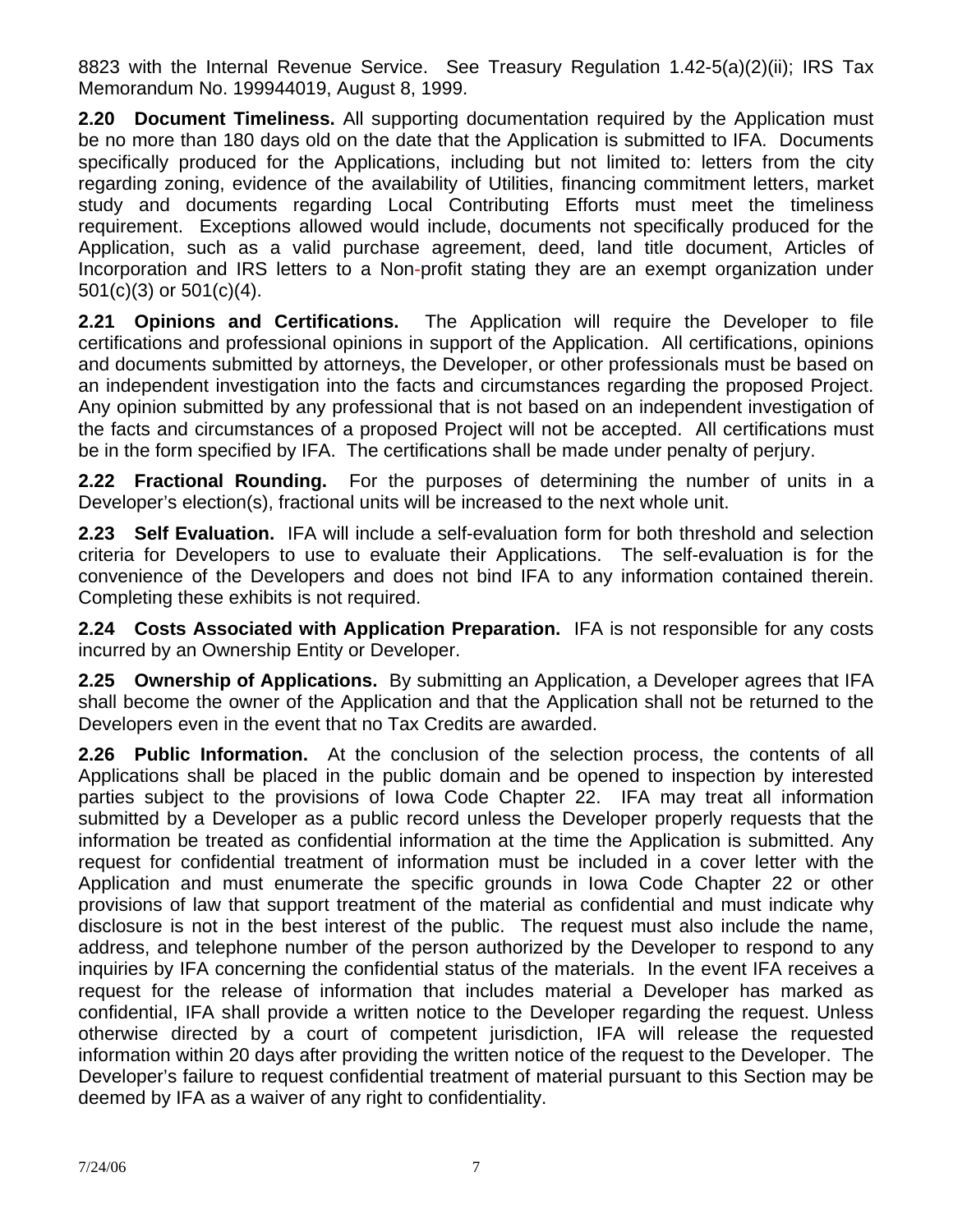8823 with the Internal Revenue Service. See Treasury Regulation 1.42-5(a)(2)(ii); IRS Tax Memorandum No. 199944019, August 8, 1999.

**2.20 Document Timeliness.** All supporting documentation required by the Application must be no more than 180 days old on the date that the Application is submitted to IFA. Documents specifically produced for the Applications, including but not limited to: letters from the city regarding zoning, evidence of the availability of Utilities, financing commitment letters, market study and documents regarding Local Contributing Efforts must meet the timeliness requirement. Exceptions allowed would include, documents not specifically produced for the Application, such as a valid purchase agreement, deed, land title document, Articles of Incorporation and IRS letters to a Non-profit stating they are an exempt organization under 501(c)(3) or 501(c)(4).

**2.21 Opinions and Certifications.** The Application will require the Developer to file certifications and professional opinions in support of the Application. All certifications, opinions and documents submitted by attorneys, the Developer, or other professionals must be based on an independent investigation into the facts and circumstances regarding the proposed Project. Any opinion submitted by any professional that is not based on an independent investigation of the facts and circumstances of a proposed Project will not be accepted. All certifications must be in the form specified by IFA. The certifications shall be made under penalty of perjury.

**2.22 Fractional Rounding.** For the purposes of determining the number of units in a Developer's election(s), fractional units will be increased to the next whole unit.

**2.23 Self Evaluation.** IFA will include a self-evaluation form for both threshold and selection criteria for Developers to use to evaluate their Applications. The self-evaluation is for the convenience of the Developers and does not bind IFA to any information contained therein. Completing these exhibits is not required.

**2.24 Costs Associated with Application Preparation.** IFA is not responsible for any costs incurred by an Ownership Entity or Developer.

**2.25 Ownership of Applications.** By submitting an Application, a Developer agrees that IFA shall become the owner of the Application and that the Application shall not be returned to the Developers even in the event that no Tax Credits are awarded.

**2.26 Public Information.** At the conclusion of the selection process, the contents of all Applications shall be placed in the public domain and be opened to inspection by interested parties subject to the provisions of Iowa Code Chapter 22. IFA may treat all information submitted by a Developer as a public record unless the Developer properly requests that the information be treated as confidential information at the time the Application is submitted. Any request for confidential treatment of information must be included in a cover letter with the Application and must enumerate the specific grounds in Iowa Code Chapter 22 or other provisions of law that support treatment of the material as confidential and must indicate why disclosure is not in the best interest of the public. The request must also include the name, address, and telephone number of the person authorized by the Developer to respond to any inquiries by IFA concerning the confidential status of the materials. In the event IFA receives a request for the release of information that includes material a Developer has marked as confidential, IFA shall provide a written notice to the Developer regarding the request. Unless otherwise directed by a court of competent jurisdiction, IFA will release the requested information within 20 days after providing the written notice of the request to the Developer. The Developer's failure to request confidential treatment of material pursuant to this Section may be deemed by IFA as a waiver of any right to confidentiality.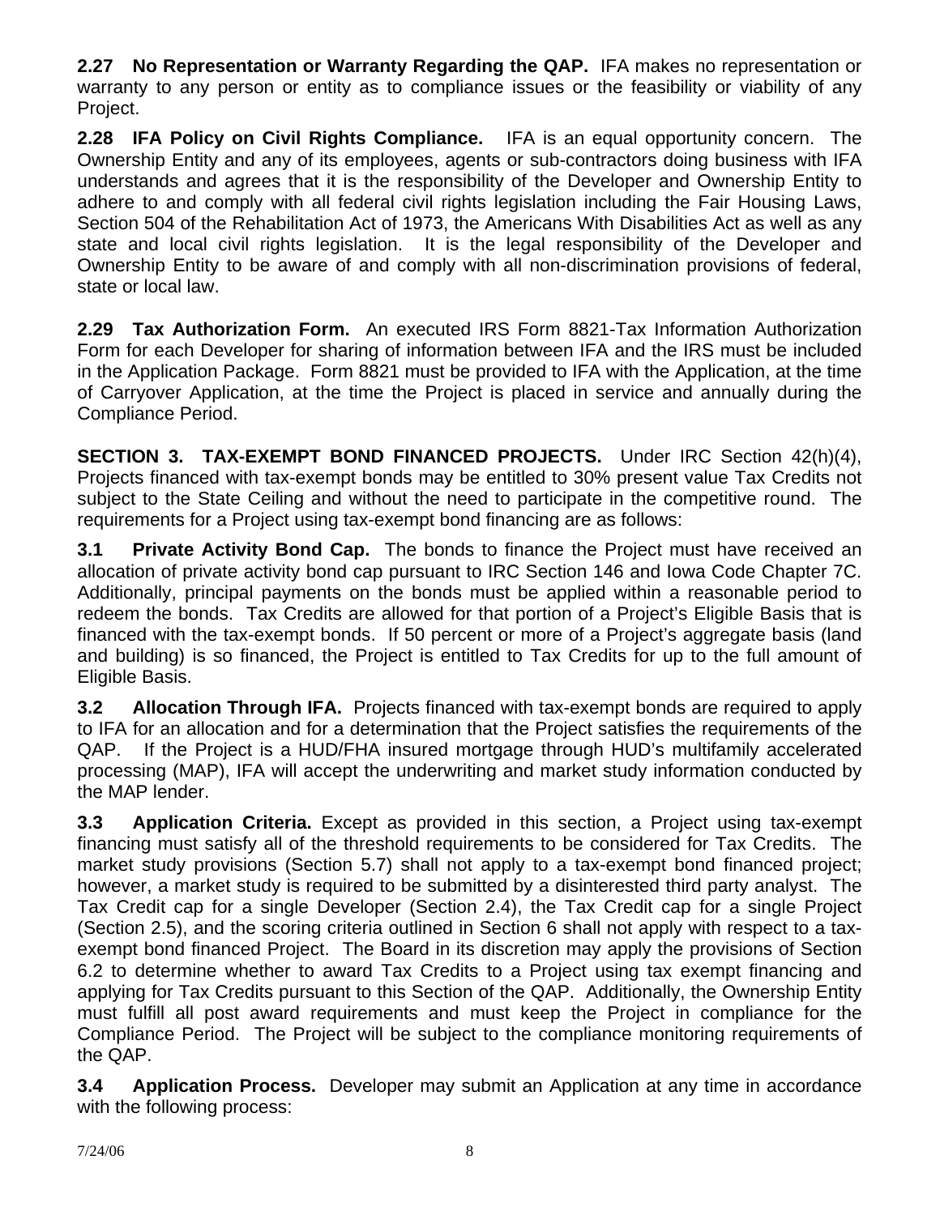**2.27 No Representation or Warranty Regarding the QAP.** IFA makes no representation or warranty to any person or entity as to compliance issues or the feasibility or viability of any Project.

**2.28 IFA Policy on Civil Rights Compliance.** IFA is an equal opportunity concern. The Ownership Entity and any of its employees, agents or sub-contractors doing business with IFA understands and agrees that it is the responsibility of the Developer and Ownership Entity to adhere to and comply with all federal civil rights legislation including the Fair Housing Laws, Section 504 of the Rehabilitation Act of 1973, the Americans With Disabilities Act as well as any state and local civil rights legislation. It is the legal responsibility of the Developer and Ownership Entity to be aware of and comply with all non-discrimination provisions of federal, state or local law.

**2.29 Tax Authorization Form.** An executed IRS Form 8821-Tax Information Authorization Form for each Developer for sharing of information between IFA and the IRS must be included in the Application Package. Form 8821 must be provided to IFA with the Application, at the time of Carryover Application, at the time the Project is placed in service and annually during the Compliance Period.

**SECTION 3. TAX-EXEMPT BOND FINANCED PROJECTS.** Under IRC Section 42(h)(4), Projects financed with tax-exempt bonds may be entitled to 30% present value Tax Credits not subject to the State Ceiling and without the need to participate in the competitive round. The requirements for a Project using tax-exempt bond financing are as follows:

**3.1 Private Activity Bond Cap.** The bonds to finance the Project must have received an allocation of private activity bond cap pursuant to IRC Section 146 and Iowa Code Chapter 7C. Additionally, principal payments on the bonds must be applied within a reasonable period to redeem the bonds. Tax Credits are allowed for that portion of a Project's Eligible Basis that is financed with the tax-exempt bonds. If 50 percent or more of a Project's aggregate basis (land and building) is so financed, the Project is entitled to Tax Credits for up to the full amount of Eligible Basis.

**3.2 Allocation Through IFA.** Projects financed with tax-exempt bonds are required to apply to IFA for an allocation and for a determination that the Project satisfies the requirements of the QAP. If the Project is a HUD/FHA insured mortgage through HUD's multifamily accelerated processing (MAP), IFA will accept the underwriting and market study information conducted by the MAP lender.

**3.3 Application Criteria.** Except as provided in this section, a Project using tax-exempt financing must satisfy all of the threshold requirements to be considered for Tax Credits. The market study provisions (Section 5.7) shall not apply to a tax-exempt bond financed project; however, a market study is required to be submitted by a disinterested third party analyst. The Tax Credit cap for a single Developer (Section 2.4), the Tax Credit cap for a single Project (Section 2.5), and the scoring criteria outlined in Section 6 shall not apply with respect to a tax-exempt bond financed Project. The Board in its discretion may apply the provisions of Section 6.2 to determine whether to award Tax Credits to a Project using tax exempt financing and applying for Tax Credits pursuant to this Section of the QAP. Additionally, the Ownership Entity must fulfill all post award requirements and must keep the Project in compliance for the Compliance Period. The Project will be subject to the compliance monitoring requirements of the QAP.

**3.4 Application Process.** Developer may submit an Application at any time in accordance with the following process: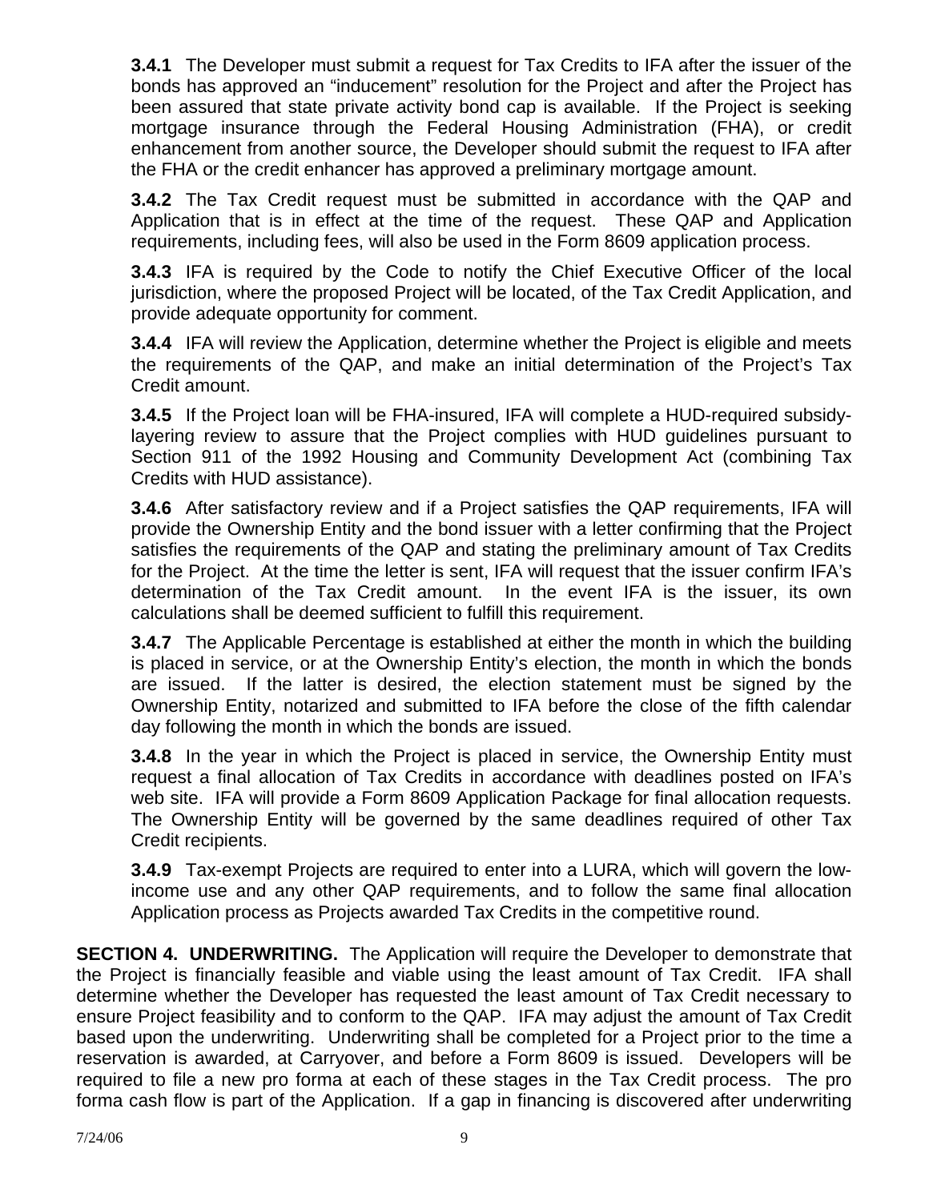**3.4.1** The Developer must submit a request for Tax Credits to IFA after the issuer of the bonds has approved an "inducement" resolution for the Project and after the Project has been assured that state private activity bond cap is available. If the Project is seeking mortgage insurance through the Federal Housing Administration (FHA), or credit enhancement from another source, the Developer should submit the request to IFA after the FHA or the credit enhancer has approved a preliminary mortgage amount.

**3.4.2** The Tax Credit request must be submitted in accordance with the QAP and Application that is in effect at the time of the request. These QAP and Application requirements, including fees, will also be used in the Form 8609 application process.

**3.4.3** IFA is required by the Code to notify the Chief Executive Officer of the local jurisdiction, where the proposed Project will be located, of the Tax Credit Application, and provide adequate opportunity for comment.

**3.4.4** IFA will review the Application, determine whether the Project is eligible and meets the requirements of the QAP, and make an initial determination of the Project's Tax Credit amount.

**3.4.5** If the Project loan will be FHA-insured, IFA will complete a HUD-required subsidy-layering review to assure that the Project complies with HUD guidelines pursuant to Section 911 of the 1992 Housing and Community Development Act (combining Tax Credits with HUD assistance).

**3.4.6** After satisfactory review and if a Project satisfies the QAP requirements, IFA will provide the Ownership Entity and the bond issuer with a letter confirming that the Project satisfies the requirements of the QAP and stating the preliminary amount of Tax Credits for the Project. At the time the letter is sent, IFA will request that the issuer confirm IFA's determination of the Tax Credit amount. In the event IFA is the issuer, its own calculations shall be deemed sufficient to fulfill this requirement.

**3.4.7** The Applicable Percentage is established at either the month in which the building is placed in service, or at the Ownership Entity's election, the month in which the bonds are issued. If the latter is desired, the election statement must be signed by the Ownership Entity, notarized and submitted to IFA before the close of the fifth calendar day following the month in which the bonds are issued.

**3.4.8** In the year in which the Project is placed in service, the Ownership Entity must request a final allocation of Tax Credits in accordance with deadlines posted on IFA's web site. IFA will provide a Form 8609 Application Package for final allocation requests. The Ownership Entity will be governed by the same deadlines required of other Tax Credit recipients.

**3.4.9** Tax-exempt Projects are required to enter into a LURA, which will govern the low-income use and any other QAP requirements, and to follow the same final allocation Application process as Projects awarded Tax Credits in the competitive round.

**SECTION 4. UNDERWRITING.** The Application will require the Developer to demonstrate that the Project is financially feasible and viable using the least amount of Tax Credit. IFA shall determine whether the Developer has requested the least amount of Tax Credit necessary to ensure Project feasibility and to conform to the QAP. IFA may adjust the amount of Tax Credit based upon the underwriting. Underwriting shall be completed for a Project prior to the time a reservation is awarded, at Carryover, and before a Form 8609 is issued. Developers will be required to file a new pro forma at each of these stages in the Tax Credit process. The pro forma cash flow is part of the Application. If a gap in financing is discovered after underwriting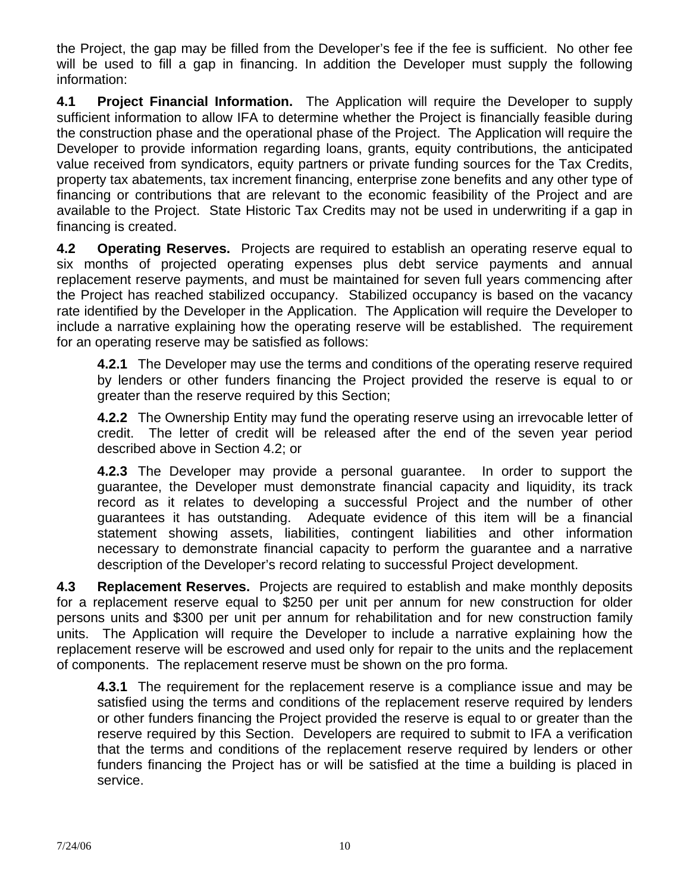the Project, the gap may be filled from the Developer's fee if the fee is sufficient. No other fee will be used to fill a gap in financing. In addition the Developer must supply the following information:

**4.1 Project Financial Information.** The Application will require the Developer to supply sufficient information to allow IFA to determine whether the Project is financially feasible during the construction phase and the operational phase of the Project. The Application will require the Developer to provide information regarding loans, grants, equity contributions, the anticipated value received from syndicators, equity partners or private funding sources for the Tax Credits, property tax abatements, tax increment financing, enterprise zone benefits and any other type of financing or contributions that are relevant to the economic feasibility of the Project and are available to the Project. State Historic Tax Credits may not be used in underwriting if a gap in financing is created.

**4.2 Operating Reserves.** Projects are required to establish an operating reserve equal to six months of projected operating expenses plus debt service payments and annual replacement reserve payments, and must be maintained for seven full years commencing after the Project has reached stabilized occupancy. Stabilized occupancy is based on the vacancy rate identified by the Developer in the Application. The Application will require the Developer to include a narrative explaining how the operating reserve will be established. The requirement for an operating reserve may be satisfied as follows:

**4.2.1** The Developer may use the terms and conditions of the operating reserve required by lenders or other funders financing the Project provided the reserve is equal to or greater than the reserve required by this Section;

**4.2.2** The Ownership Entity may fund the operating reserve using an irrevocable letter of credit. The letter of credit will be released after the end of the seven year period described above in Section 4.2; or

**4.2.3** The Developer may provide a personal guarantee. In order to support the guarantee, the Developer must demonstrate financial capacity and liquidity, its track record as it relates to developing a successful Project and the number of other guarantees it has outstanding. Adequate evidence of this item will be a financial statement showing assets, liabilities, contingent liabilities and other information necessary to demonstrate financial capacity to perform the guarantee and a narrative description of the Developer's record relating to successful Project development.

**4.3 Replacement Reserves.** Projects are required to establish and make monthly deposits for a replacement reserve equal to $250 per unit per annum for new construction for older persons units and $300 per unit per annum for rehabilitation and for new construction family units. The Application will require the Developer to include a narrative explaining how the replacement reserve will be escrowed and used only for repair to the units and the replacement of components. The replacement reserve must be shown on the pro forma.

**4.3.1** The requirement for the replacement reserve is a compliance issue and may be satisfied using the terms and conditions of the replacement reserve required by lenders or other funders financing the Project provided the reserve is equal to or greater than the reserve required by this Section. Developers are required to submit to IFA a verification that the terms and conditions of the replacement reserve required by lenders or other funders financing the Project has or will be satisfied at the time a building is placed in service.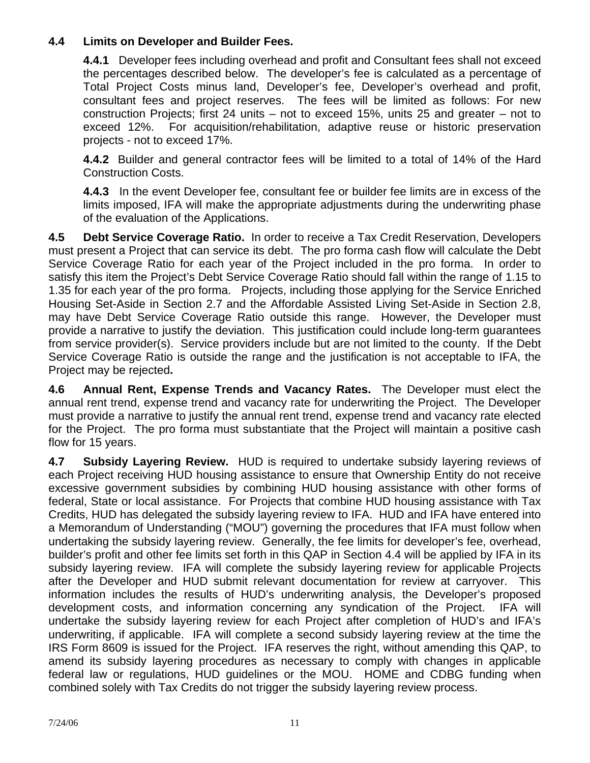**4.4 Limits on Developer and Builder Fees.**

**4.4.1** Developer fees including overhead and profit and Consultant fees shall not exceed the percentages described below. The developer's fee is calculated as a percentage of Total Project Costs minus land, Developer's fee, Developer's overhead and profit, consultant fees and project reserves. The fees will be limited as follows: For new construction Projects; first 24 units – not to exceed 15%, units 25 and greater – not to exceed 12%. For acquisition/rehabilitation, adaptive reuse or historic preservation projects - not to exceed 17%.

**4.4.2** Builder and general contractor fees will be limited to a total of 14% of the Hard Construction Costs.

**4.4.3** In the event Developer fee, consultant fee or builder fee limits are in excess of the limits imposed, IFA will make the appropriate adjustments during the underwriting phase of the evaluation of the Applications.

**4.5 Debt Service Coverage Ratio.** In order to receive a Tax Credit Reservation, Developers must present a Project that can service its debt. The pro forma cash flow will calculate the Debt Service Coverage Ratio for each year of the Project included in the pro forma. In order to satisfy this item the Project's Debt Service Coverage Ratio should fall within the range of 1.15 to 1.35 for each year of the pro forma. Projects, including those applying for the Service Enriched Housing Set-Aside in Section 2.7 and the Affordable Assisted Living Set-Aside in Section 2.8, may have Debt Service Coverage Ratio outside this range. However, the Developer must provide a narrative to justify the deviation. This justification could include long-term guarantees from service provider(s). Service providers include but are not limited to the county. If the Debt Service Coverage Ratio is outside the range and the justification is not acceptable to IFA, the Project may be rejected**.**

**4.6 Annual Rent, Expense Trends and Vacancy Rates.** The Developer must elect the annual rent trend, expense trend and vacancy rate for underwriting the Project. The Developer must provide a narrative to justify the annual rent trend, expense trend and vacancy rate elected for the Project. The pro forma must substantiate that the Project will maintain a positive cash flow for 15 years.

**4.7 Subsidy Layering Review.** HUD is required to undertake subsidy layering reviews of each Project receiving HUD housing assistance to ensure that Ownership Entity do not receive excessive government subsidies by combining HUD housing assistance with other forms of federal, State or local assistance. For Projects that combine HUD housing assistance with Tax Credits, HUD has delegated the subsidy layering review to IFA. HUD and IFA have entered into a Memorandum of Understanding ("MOU") governing the procedures that IFA must follow when undertaking the subsidy layering review. Generally, the fee limits for developer's fee, overhead, builder's profit and other fee limits set forth in this QAP in Section 4.4 will be applied by IFA in its subsidy layering review. IFA will complete the subsidy layering review for applicable Projects after the Developer and HUD submit relevant documentation for review at carryover. This information includes the results of HUD's underwriting analysis, the Developer's proposed development costs, and information concerning any syndication of the Project. IFA will undertake the subsidy layering review for each Project after completion of HUD's and IFA's underwriting, if applicable. IFA will complete a second subsidy layering review at the time the IRS Form 8609 is issued for the Project. IFA reserves the right, without amending this QAP, to amend its subsidy layering procedures as necessary to comply with changes in applicable federal law or regulations, HUD guidelines or the MOU. HOME and CDBG funding when combined solely with Tax Credits do not trigger the subsidy layering review process.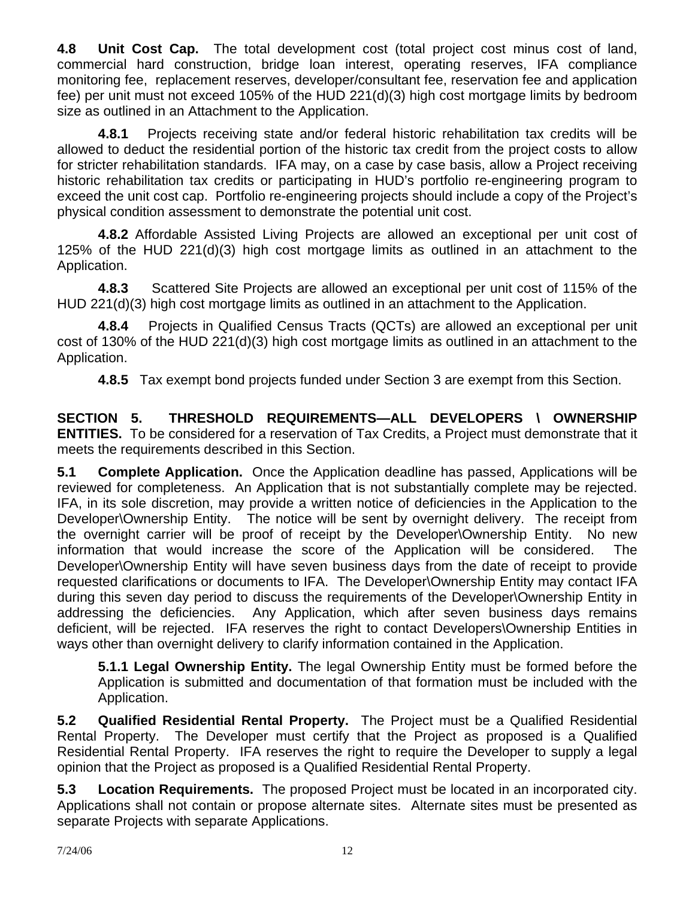**4.8 Unit Cost Cap.** The total development cost (total project cost minus cost of land, commercial hard construction, bridge loan interest, operating reserves, IFA compliance monitoring fee, replacement reserves, developer/consultant fee, reservation fee and application fee) per unit must not exceed 105% of the HUD 221(d)(3) high cost mortgage limits by bedroom size as outlined in an Attachment to the Application.

**4.8.1** Projects receiving state and/or federal historic rehabilitation tax credits will be allowed to deduct the residential portion of the historic tax credit from the project costs to allow for stricter rehabilitation standards. IFA may, on a case by case basis, allow a Project receiving historic rehabilitation tax credits or participating in HUD's portfolio re-engineering program to exceed the unit cost cap. Portfolio re-engineering projects should include a copy of the Project's physical condition assessment to demonstrate the potential unit cost.

**4.8.2** Affordable Assisted Living Projects are allowed an exceptional per unit cost of 125% of the HUD 221(d)(3) high cost mortgage limits as outlined in an attachment to the Application.

**4.8.3** Scattered Site Projects are allowed an exceptional per unit cost of 115% of the HUD 221(d)(3) high cost mortgage limits as outlined in an attachment to the Application.

**4.8.4** Projects in Qualified Census Tracts (QCTs) are allowed an exceptional per unit cost of 130% of the HUD 221(d)(3) high cost mortgage limits as outlined in an attachment to the Application.

**4.8.5** Tax exempt bond projects funded under Section 3 are exempt from this Section.

**SECTION 5. THRESHOLD REQUIREMENTS—ALL DEVELOPERS \ OWNERSHIP ENTITIES.** To be considered for a reservation of Tax Credits, a Project must demonstrate that it meets the requirements described in this Section.

**5.1 Complete Application.** Once the Application deadline has passed, Applications will be reviewed for completeness. An Application that is not substantially complete may be rejected. IFA, in its sole discretion, may provide a written notice of deficiencies in the Application to the Developer\Ownership Entity. The notice will be sent by overnight delivery. The receipt from the overnight carrier will be proof of receipt by the Developer\Ownership Entity. No new information that would increase the score of the Application will be considered. The Developer\Ownership Entity will have seven business days from the date of receipt to provide requested clarifications or documents to IFA. The Developer\Ownership Entity may contact IFA during this seven day period to discuss the requirements of the Developer\Ownership Entity in addressing the deficiencies. Any Application, which after seven business days remains deficient, will be rejected. IFA reserves the right to contact Developers\Ownership Entities in ways other than overnight delivery to clarify information contained in the Application.

**5.1.1 Legal Ownership Entity.** The legal Ownership Entity must be formed before the Application is submitted and documentation of that formation must be included with the Application.

**5.2 Qualified Residential Rental Property.** The Project must be a Qualified Residential Rental Property. The Developer must certify that the Project as proposed is a Qualified Residential Rental Property. IFA reserves the right to require the Developer to supply a legal opinion that the Project as proposed is a Qualified Residential Rental Property.

**5.3 Location Requirements.** The proposed Project must be located in an incorporated city. Applications shall not contain or propose alternate sites. Alternate sites must be presented as separate Projects with separate Applications.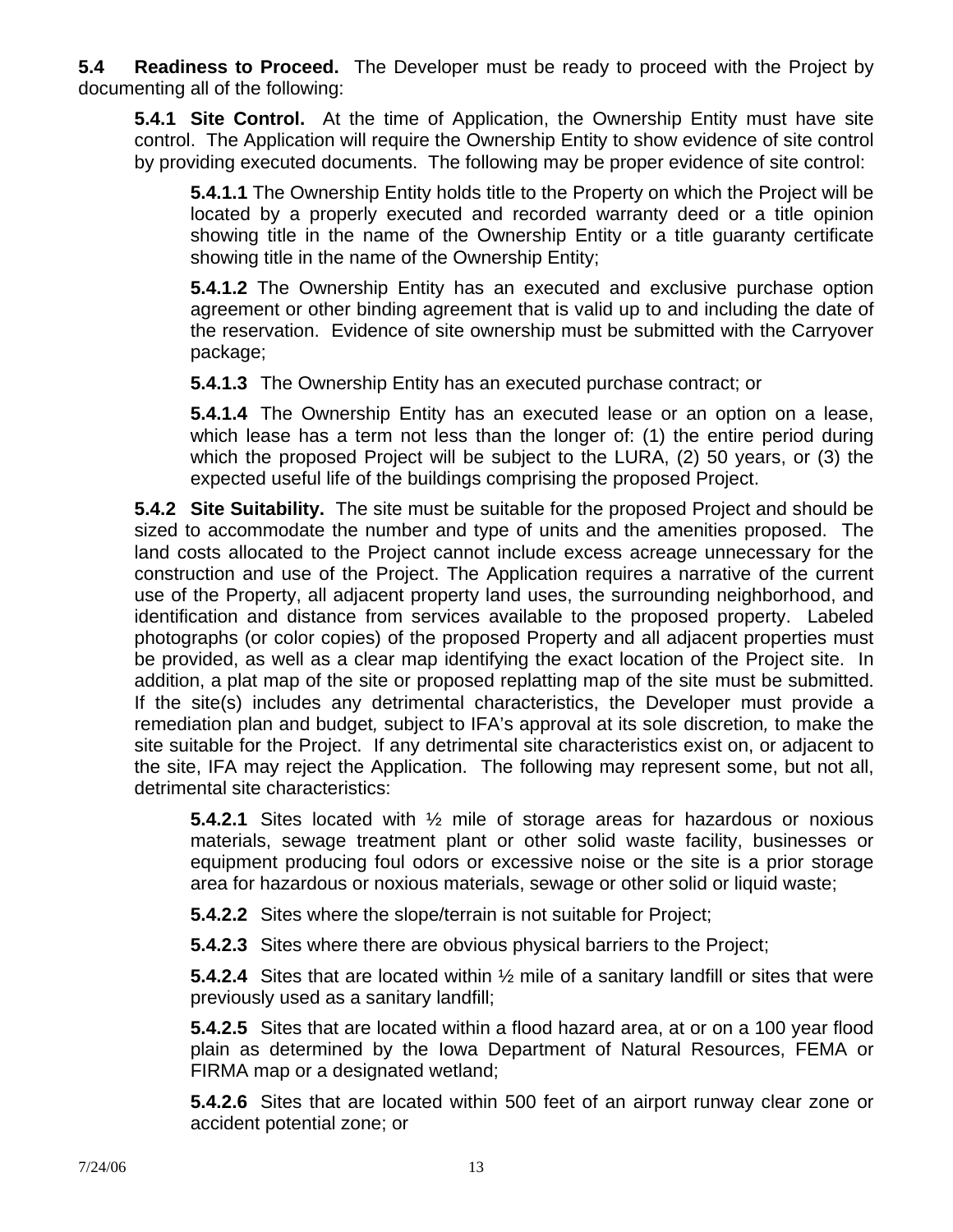**5.4 Readiness to Proceed.** The Developer must be ready to proceed with the Project by documenting all of the following:

**5.4.1 Site Control.** At the time of Application, the Ownership Entity must have site control. The Application will require the Ownership Entity to show evidence of site control by providing executed documents. The following may be proper evidence of site control:

**5.4.1.1** The Ownership Entity holds title to the Property on which the Project will be located by a properly executed and recorded warranty deed or a title opinion showing title in the name of the Ownership Entity or a title guaranty certificate showing title in the name of the Ownership Entity;

**5.4.1.2** The Ownership Entity has an executed and exclusive purchase option agreement or other binding agreement that is valid up to and including the date of the reservation. Evidence of site ownership must be submitted with the Carryover package;

**5.4.1.3** The Ownership Entity has an executed purchase contract; or

**5.4.1.4** The Ownership Entity has an executed lease or an option on a lease, which lease has a term not less than the longer of: (1) the entire period during which the proposed Project will be subject to the LURA, (2) 50 years, or (3) the expected useful life of the buildings comprising the proposed Project.

**5.4.2 Site Suitability.** The site must be suitable for the proposed Project and should be sized to accommodate the number and type of units and the amenities proposed. The land costs allocated to the Project cannot include excess acreage unnecessary for the construction and use of the Project. The Application requires a narrative of the current use of the Property, all adjacent property land uses, the surrounding neighborhood, and identification and distance from services available to the proposed property. Labeled photographs (or color copies) of the proposed Property and all adjacent properties must be provided, as well as a clear map identifying the exact location of the Project site. In addition, a plat map of the site or proposed replatting map of the site must be submitted. If the site(s) includes any detrimental characteristics, the Developer must provide a remediation plan and budget*,* subject to IFA's approval at its sole discretion*,* to make the site suitable for the Project. If any detrimental site characteristics exist on, or adjacent to the site, IFA may reject the Application. The following may represent some, but not all, detrimental site characteristics:

**5.4.2.1** Sites located with ½ mile of storage areas for hazardous or noxious materials, sewage treatment plant or other solid waste facility, businesses or equipment producing foul odors or excessive noise or the site is a prior storage area for hazardous or noxious materials, sewage or other solid or liquid waste;

**5.4.2.2** Sites where the slope/terrain is not suitable for Project;

**5.4.2.3** Sites where there are obvious physical barriers to the Project;

**5.4.2.4** Sites that are located within ½ mile of a sanitary landfill or sites that were previously used as a sanitary landfill;

**5.4.2.5** Sites that are located within a flood hazard area, at or on a 100 year flood plain as determined by the Iowa Department of Natural Resources, FEMA or FIRMA map or a designated wetland;

**5.4.2.6** Sites that are located within 500 feet of an airport runway clear zone or accident potential zone; or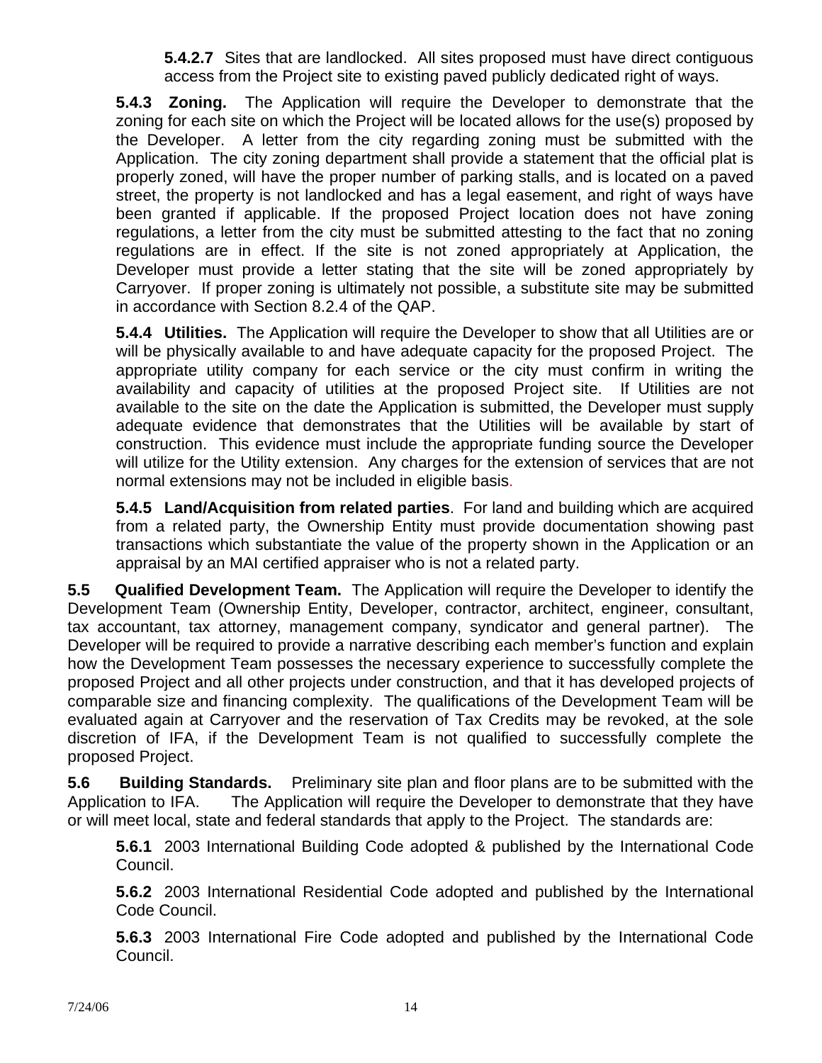**5.4.2.7** Sites that are landlocked. All sites proposed must have direct contiguous access from the Project site to existing paved publicly dedicated right of ways.

**5.4.3 Zoning.** The Application will require the Developer to demonstrate that the zoning for each site on which the Project will be located allows for the use(s) proposed by the Developer. A letter from the city regarding zoning must be submitted with the Application. The city zoning department shall provide a statement that the official plat is properly zoned, will have the proper number of parking stalls, and is located on a paved street, the property is not landlocked and has a legal easement, and right of ways have been granted if applicable. If the proposed Project location does not have zoning regulations, a letter from the city must be submitted attesting to the fact that no zoning regulations are in effect. If the site is not zoned appropriately at Application, the Developer must provide a letter stating that the site will be zoned appropriately by Carryover. If proper zoning is ultimately not possible, a substitute site may be submitted in accordance with Section 8.2.4 of the QAP.

**5.4.4 Utilities.** The Application will require the Developer to show that all Utilities are or will be physically available to and have adequate capacity for the proposed Project. The appropriate utility company for each service or the city must confirm in writing the availability and capacity of utilities at the proposed Project site. If Utilities are not available to the site on the date the Application is submitted, the Developer must supply adequate evidence that demonstrates that the Utilities will be available by start of construction. This evidence must include the appropriate funding source the Developer will utilize for the Utility extension. Any charges for the extension of services that are not normal extensions may not be included in eligible basis.

**5.4.5 Land/Acquisition from related parties**. For land and building which are acquired from a related party, the Ownership Entity must provide documentation showing past transactions which substantiate the value of the property shown in the Application or an appraisal by an MAI certified appraiser who is not a related party.

**5.5 Qualified Development Team.** The Application will require the Developer to identify the Development Team (Ownership Entity, Developer, contractor, architect, engineer, consultant, tax accountant, tax attorney, management company, syndicator and general partner). The Developer will be required to provide a narrative describing each member's function and explain how the Development Team possesses the necessary experience to successfully complete the proposed Project and all other projects under construction, and that it has developed projects of comparable size and financing complexity. The qualifications of the Development Team will be evaluated again at Carryover and the reservation of Tax Credits may be revoked, at the sole discretion of IFA, if the Development Team is not qualified to successfully complete the proposed Project.

**5.6 Building Standards.** Preliminary site plan and floor plans are to be submitted with the Application to IFA. The Application will require the Developer to demonstrate that they have or will meet local, state and federal standards that apply to the Project. The standards are:

**5.6.1** 2003 International Building Code adopted & published by the International Code Council.

**5.6.2** 2003 International Residential Code adopted and published by the International Code Council.

**5.6.3** 2003 International Fire Code adopted and published by the International Code Council.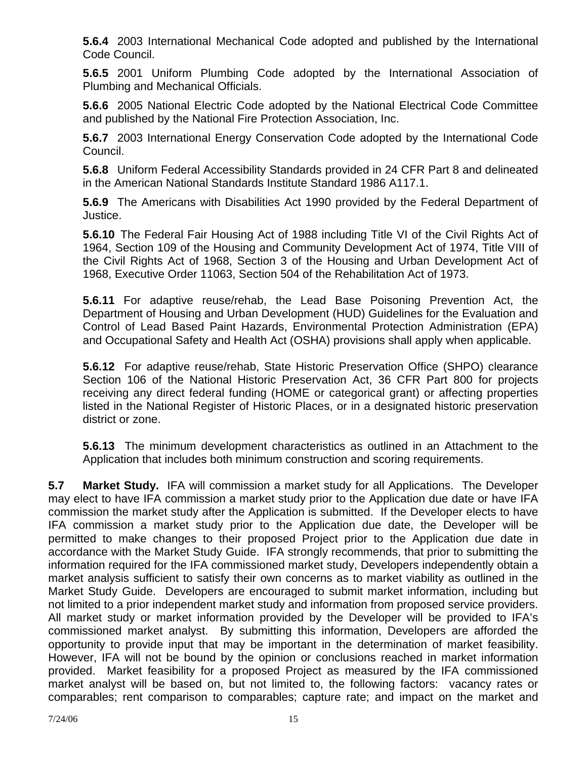**5.6.4** 2003 International Mechanical Code adopted and published by the International Code Council.

**5.6.5** 2001 Uniform Plumbing Code adopted by the International Association of Plumbing and Mechanical Officials.

**5.6.6** 2005 National Electric Code adopted by the National Electrical Code Committee and published by the National Fire Protection Association, Inc.

**5.6.7** 2003 International Energy Conservation Code adopted by the International Code Council.

**5.6.8** Uniform Federal Accessibility Standards provided in 24 CFR Part 8 and delineated in the American National Standards Institute Standard 1986 A117.1.

**5.6.9** The Americans with Disabilities Act 1990 provided by the Federal Department of Justice.

**5.6.10** The Federal Fair Housing Act of 1988 including Title VI of the Civil Rights Act of 1964, Section 109 of the Housing and Community Development Act of 1974, Title VIII of the Civil Rights Act of 1968, Section 3 of the Housing and Urban Development Act of 1968, Executive Order 11063, Section 504 of the Rehabilitation Act of 1973.

**5.6.11** For adaptive reuse/rehab, the Lead Base Poisoning Prevention Act, the Department of Housing and Urban Development (HUD) Guidelines for the Evaluation and Control of Lead Based Paint Hazards, Environmental Protection Administration (EPA) and Occupational Safety and Health Act (OSHA) provisions shall apply when applicable.

**5.6.12** For adaptive reuse/rehab, State Historic Preservation Office (SHPO) clearance Section 106 of the National Historic Preservation Act, 36 CFR Part 800 for projects receiving any direct federal funding (HOME or categorical grant) or affecting properties listed in the National Register of Historic Places, or in a designated historic preservation district or zone.

**5.6.13** The minimum development characteristics as outlined in an Attachment to the Application that includes both minimum construction and scoring requirements.

**5.7 Market Study.** IFA will commission a market study for all Applications. The Developer may elect to have IFA commission a market study prior to the Application due date or have IFA commission the market study after the Application is submitted. If the Developer elects to have IFA commission a market study prior to the Application due date, the Developer will be permitted to make changes to their proposed Project prior to the Application due date in accordance with the Market Study Guide. IFA strongly recommends, that prior to submitting the information required for the IFA commissioned market study, Developers independently obtain a market analysis sufficient to satisfy their own concerns as to market viability as outlined in the Market Study Guide. Developers are encouraged to submit market information, including but not limited to a prior independent market study and information from proposed service providers. All market study or market information provided by the Developer will be provided to IFA's commissioned market analyst. By submitting this information, Developers are afforded the opportunity to provide input that may be important in the determination of market feasibility. However, IFA will not be bound by the opinion or conclusions reached in market information provided. Market feasibility for a proposed Project as measured by the IFA commissioned market analyst will be based on, but not limited to, the following factors: vacancy rates or comparables; rent comparison to comparables; capture rate; and impact on the market and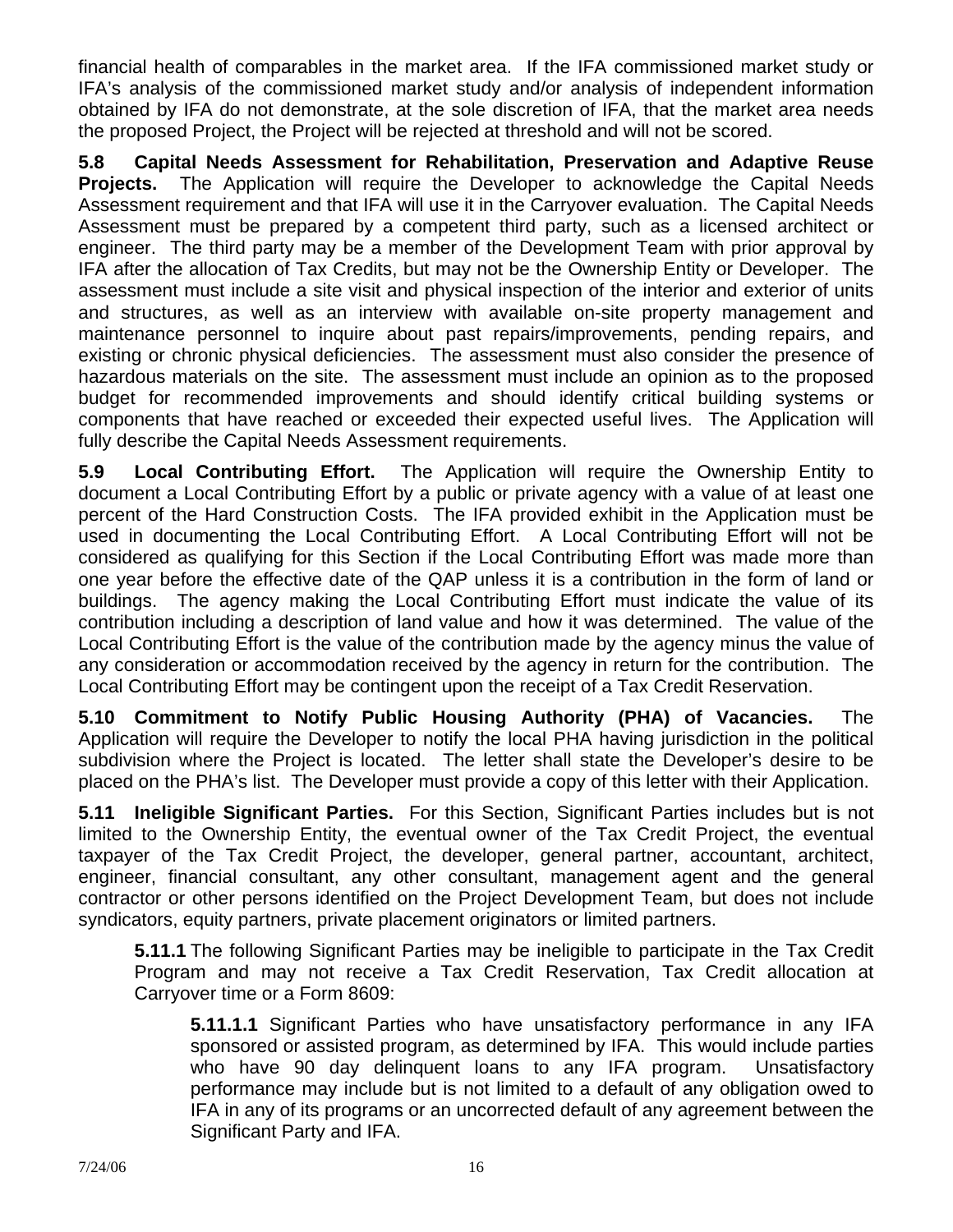financial health of comparables in the market area. If the IFA commissioned market study or IFA's analysis of the commissioned market study and/or analysis of independent information obtained by IFA do not demonstrate, at the sole discretion of IFA, that the market area needs the proposed Project, the Project will be rejected at threshold and will not be scored.

**5.8 Capital Needs Assessment for Rehabilitation, Preservation and Adaptive Reuse Projects.** The Application will require the Developer to acknowledge the Capital Needs Assessment requirement and that IFA will use it in the Carryover evaluation. The Capital Needs Assessment must be prepared by a competent third party, such as a licensed architect or engineer. The third party may be a member of the Development Team with prior approval by IFA after the allocation of Tax Credits, but may not be the Ownership Entity or Developer. The assessment must include a site visit and physical inspection of the interior and exterior of units and structures, as well as an interview with available on-site property management and maintenance personnel to inquire about past repairs/improvements, pending repairs, and existing or chronic physical deficiencies. The assessment must also consider the presence of hazardous materials on the site. The assessment must include an opinion as to the proposed budget for recommended improvements and should identify critical building systems or components that have reached or exceeded their expected useful lives. The Application will fully describe the Capital Needs Assessment requirements.

**5.9 Local Contributing Effort.** The Application will require the Ownership Entity to document a Local Contributing Effort by a public or private agency with a value of at least one percent of the Hard Construction Costs. The IFA provided exhibit in the Application must be used in documenting the Local Contributing Effort. A Local Contributing Effort will not be considered as qualifying for this Section if the Local Contributing Effort was made more than one year before the effective date of the QAP unless it is a contribution in the form of land or buildings. The agency making the Local Contributing Effort must indicate the value of its contribution including a description of land value and how it was determined. The value of the Local Contributing Effort is the value of the contribution made by the agency minus the value of any consideration or accommodation received by the agency in return for the contribution. The Local Contributing Effort may be contingent upon the receipt of a Tax Credit Reservation.

**5.10 Commitment to Notify Public Housing Authority (PHA) of Vacancies.** The Application will require the Developer to notify the local PHA having jurisdiction in the political subdivision where the Project is located. The letter shall state the Developer's desire to be placed on the PHA's list. The Developer must provide a copy of this letter with their Application.

**5.11 Ineligible Significant Parties.** For this Section, Significant Parties includes but is not limited to the Ownership Entity, the eventual owner of the Tax Credit Project, the eventual taxpayer of the Tax Credit Project, the developer, general partner, accountant, architect, engineer, financial consultant, any other consultant, management agent and the general contractor or other persons identified on the Project Development Team, but does not include syndicators, equity partners, private placement originators or limited partners.

**5.11.1** The following Significant Parties may be ineligible to participate in the Tax Credit Program and may not receive a Tax Credit Reservation, Tax Credit allocation at Carryover time or a Form 8609:

**5.11.1.1** Significant Parties who have unsatisfactory performance in any IFA sponsored or assisted program, as determined by IFA. This would include parties who have 90 day delinquent loans to any IFA program. Unsatisfactory performance may include but is not limited to a default of any obligation owed to IFA in any of its programs or an uncorrected default of any agreement between the Significant Party and IFA.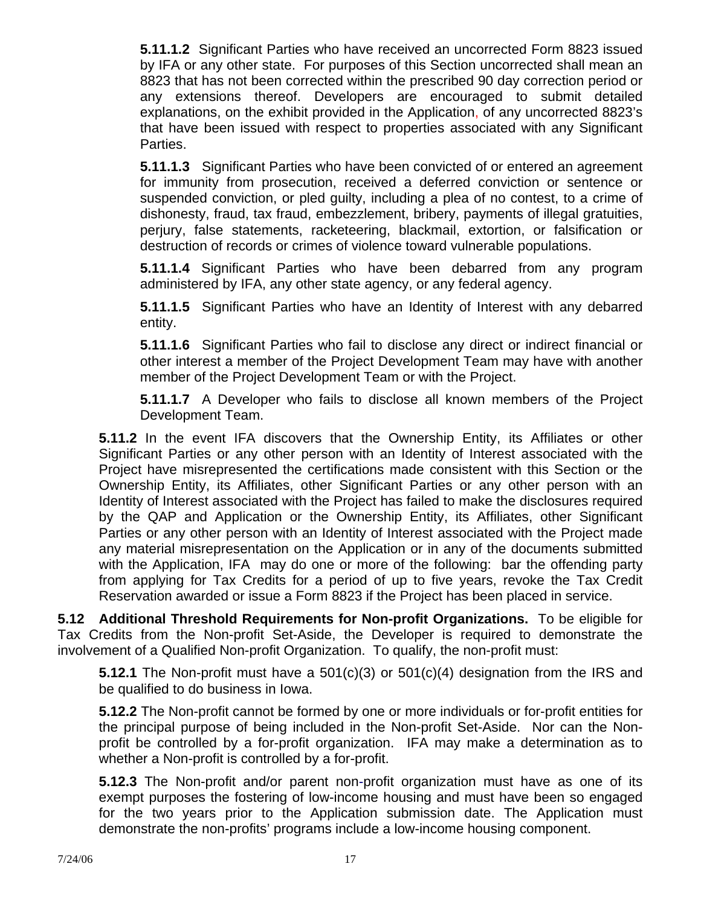**5.11.1.2** Significant Parties who have received an uncorrected Form 8823 issued by IFA or any other state. For purposes of this Section uncorrected shall mean an 8823 that has not been corrected within the prescribed 90 day correction period or any extensions thereof. Developers are encouraged to submit detailed explanations, on the exhibit provided in the Application, of any uncorrected 8823's that have been issued with respect to properties associated with any Significant Parties.

**5.11.1.3** Significant Parties who have been convicted of or entered an agreement for immunity from prosecution, received a deferred conviction or sentence or suspended conviction, or pled guilty, including a plea of no contest, to a crime of dishonesty, fraud, tax fraud, embezzlement, bribery, payments of illegal gratuities, perjury, false statements, racketeering, blackmail, extortion, or falsification or destruction of records or crimes of violence toward vulnerable populations.

**5.11.1.4** Significant Parties who have been debarred from any program administered by IFA, any other state agency, or any federal agency.

**5.11.1.5** Significant Parties who have an Identity of Interest with any debarred entity.

**5.11.1.6** Significant Parties who fail to disclose any direct or indirect financial or other interest a member of the Project Development Team may have with another member of the Project Development Team or with the Project.

**5.11.1.7** A Developer who fails to disclose all known members of the Project Development Team.

**5.11.2** In the event IFA discovers that the Ownership Entity, its Affiliates or other Significant Parties or any other person with an Identity of Interest associated with the Project have misrepresented the certifications made consistent with this Section or the Ownership Entity, its Affiliates, other Significant Parties or any other person with an Identity of Interest associated with the Project has failed to make the disclosures required by the QAP and Application or the Ownership Entity, its Affiliates, other Significant Parties or any other person with an Identity of Interest associated with the Project made any material misrepresentation on the Application or in any of the documents submitted with the Application, IFA may do one or more of the following: bar the offending party from applying for Tax Credits for a period of up to five years, revoke the Tax Credit Reservation awarded or issue a Form 8823 if the Project has been placed in service.

**5.12 Additional Threshold Requirements for Non-profit Organizations.** To be eligible for Tax Credits from the Non-profit Set-Aside, the Developer is required to demonstrate the involvement of a Qualified Non-profit Organization. To qualify, the non-profit must:

**5.12.1** The Non-profit must have a 501(c)(3) or 501(c)(4) designation from the IRS and be qualified to do business in Iowa.

**5.12.2** The Non-profit cannot be formed by one or more individuals or for-profit entities for the principal purpose of being included in the Non-profit Set-Aside. Nor can the Non-profit be controlled by a for-profit organization. IFA may make a determination as to whether a Non-profit is controlled by a for-profit.

**5.12.3** The Non-profit and/or parent non-profit organization must have as one of its exempt purposes the fostering of low-income housing and must have been so engaged for the two years prior to the Application submission date. The Application must demonstrate the non-profits' programs include a low-income housing component.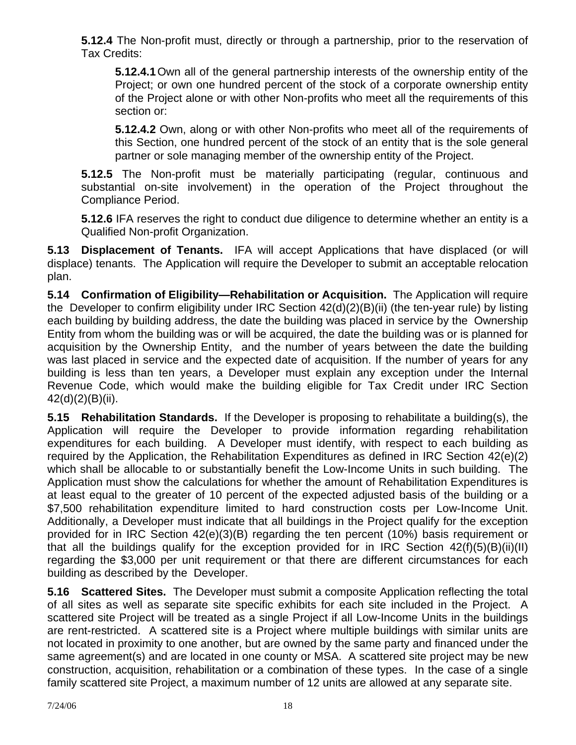**5.12.4** The Non-profit must, directly or through a partnership, prior to the reservation of Tax Credits:

**5.12.4.1** Own all of the general partnership interests of the ownership entity of the Project; or own one hundred percent of the stock of a corporate ownership entity of the Project alone or with other Non-profits who meet all the requirements of this section or:

**5.12.4.2** Own, along or with other Non-profits who meet all of the requirements of this Section, one hundred percent of the stock of an entity that is the sole general partner or sole managing member of the ownership entity of the Project.

**5.12.5** The Non-profit must be materially participating (regular, continuous and substantial on-site involvement) in the operation of the Project throughout the Compliance Period.

**5.12.6** IFA reserves the right to conduct due diligence to determine whether an entity is a Qualified Non-profit Organization.

**5.13 Displacement of Tenants.** IFA will accept Applications that have displaced (or will displace) tenants. The Application will require the Developer to submit an acceptable relocation plan.

**5.14 Confirmation of Eligibility—Rehabilitation or Acquisition.** The Application will require the Developer to confirm eligibility under IRC Section 42(d)(2)(B)(ii) (the ten-year rule) by listing each building by building address, the date the building was placed in service by the Ownership Entity from whom the building was or will be acquired, the date the building was or is planned for acquisition by the Ownership Entity, and the number of years between the date the building was last placed in service and the expected date of acquisition. If the number of years for any building is less than ten years, a Developer must explain any exception under the Internal Revenue Code, which would make the building eligible for Tax Credit under IRC Section 42(d)(2)(B)(ii).

**5.15 Rehabilitation Standards.** If the Developer is proposing to rehabilitate a building(s), the Application will require the Developer to provide information regarding rehabilitation expenditures for each building. A Developer must identify, with respect to each building as required by the Application, the Rehabilitation Expenditures as defined in IRC Section 42(e)(2) which shall be allocable to or substantially benefit the Low-Income Units in such building. The Application must show the calculations for whether the amount of Rehabilitation Expenditures is at least equal to the greater of 10 percent of the expected adjusted basis of the building or a $7,500 rehabilitation expenditure limited to hard construction costs per Low-Income Unit. Additionally, a Developer must indicate that all buildings in the Project qualify for the exception provided for in IRC Section 42(e)(3)(B) regarding the ten percent (10%) basis requirement or that all the buildings qualify for the exception provided for in IRC Section 42(f)(5)(B)(ii)(II) regarding the $3,000 per unit requirement or that there are different circumstances for each building as described by the Developer.

**5.16 Scattered Sites.** The Developer must submit a composite Application reflecting the total of all sites as well as separate site specific exhibits for each site included in the Project. A scattered site Project will be treated as a single Project if all Low-Income Units in the buildings are rent-restricted. A scattered site is a Project where multiple buildings with similar units are not located in proximity to one another, but are owned by the same party and financed under the same agreement(s) and are located in one county or MSA. A scattered site project may be new construction, acquisition, rehabilitation or a combination of these types. In the case of a single family scattered site Project, a maximum number of 12 units are allowed at any separate site.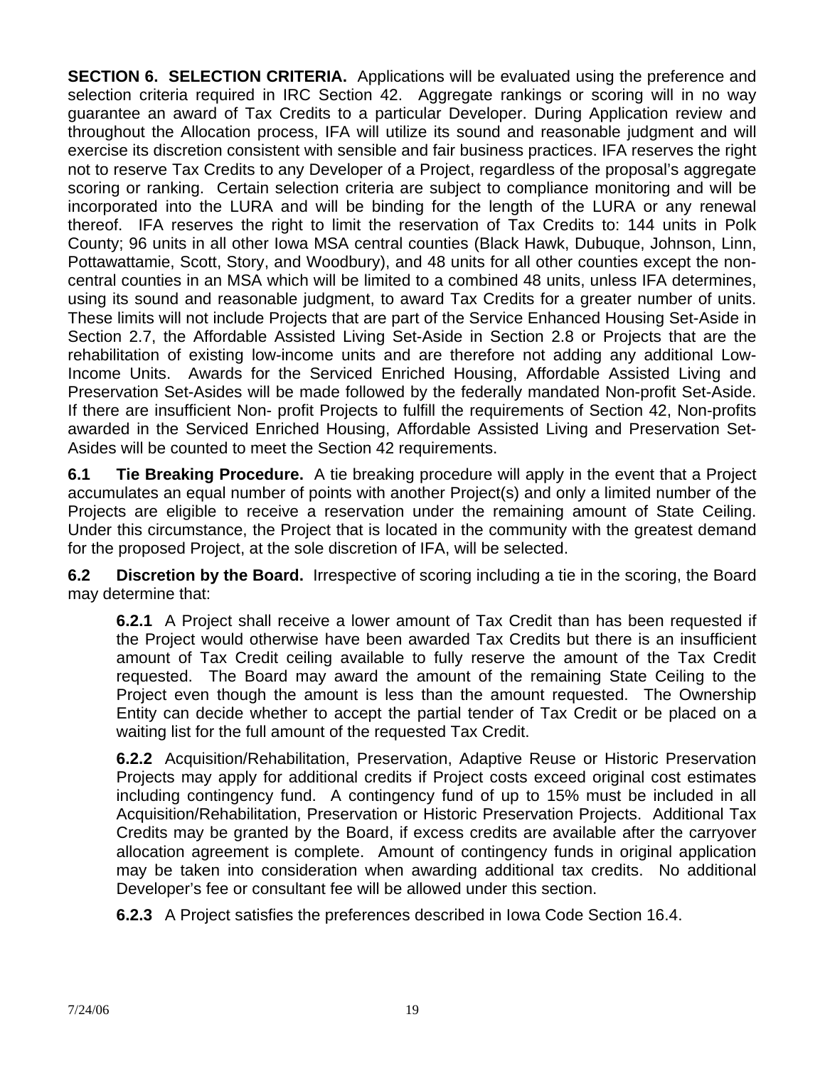**SECTION 6. SELECTION CRITERIA.** Applications will be evaluated using the preference and selection criteria required in IRC Section 42. Aggregate rankings or scoring will in no way guarantee an award of Tax Credits to a particular Developer. During Application review and throughout the Allocation process, IFA will utilize its sound and reasonable judgment and will exercise its discretion consistent with sensible and fair business practices. IFA reserves the right not to reserve Tax Credits to any Developer of a Project, regardless of the proposal's aggregate scoring or ranking. Certain selection criteria are subject to compliance monitoring and will be incorporated into the LURA and will be binding for the length of the LURA or any renewal thereof. IFA reserves the right to limit the reservation of Tax Credits to: 144 units in Polk County; 96 units in all other Iowa MSA central counties (Black Hawk, Dubuque, Johnson, Linn, Pottawattamie, Scott, Story, and Woodbury), and 48 units for all other counties except the non-central counties in an MSA which will be limited to a combined 48 units, unless IFA determines, using its sound and reasonable judgment, to award Tax Credits for a greater number of units. These limits will not include Projects that are part of the Service Enhanced Housing Set-Aside in Section 2.7, the Affordable Assisted Living Set-Aside in Section 2.8 or Projects that are the rehabilitation of existing low-income units and are therefore not adding any additional Low-Income Units. Awards for the Serviced Enriched Housing, Affordable Assisted Living and Preservation Set-Asides will be made followed by the federally mandated Non-profit Set-Aside. If there are insufficient Non- profit Projects to fulfill the requirements of Section 42, Non-profits awarded in the Serviced Enriched Housing, Affordable Assisted Living and Preservation Set-Asides will be counted to meet the Section 42 requirements.

**6.1 Tie Breaking Procedure.** A tie breaking procedure will apply in the event that a Project accumulates an equal number of points with another Project(s) and only a limited number of the Projects are eligible to receive a reservation under the remaining amount of State Ceiling. Under this circumstance, the Project that is located in the community with the greatest demand for the proposed Project, at the sole discretion of IFA, will be selected.

**6.2 Discretion by the Board.** Irrespective of scoring including a tie in the scoring, the Board may determine that:

**6.2.1** A Project shall receive a lower amount of Tax Credit than has been requested if the Project would otherwise have been awarded Tax Credits but there is an insufficient amount of Tax Credit ceiling available to fully reserve the amount of the Tax Credit requested. The Board may award the amount of the remaining State Ceiling to the Project even though the amount is less than the amount requested. The Ownership Entity can decide whether to accept the partial tender of Tax Credit or be placed on a waiting list for the full amount of the requested Tax Credit.

**6.2.2** Acquisition/Rehabilitation, Preservation, Adaptive Reuse or Historic Preservation Projects may apply for additional credits if Project costs exceed original cost estimates including contingency fund. A contingency fund of up to 15% must be included in all Acquisition/Rehabilitation, Preservation or Historic Preservation Projects. Additional Tax Credits may be granted by the Board, if excess credits are available after the carryover allocation agreement is complete. Amount of contingency funds in original application may be taken into consideration when awarding additional tax credits. No additional Developer's fee or consultant fee will be allowed under this section.

**6.2.3** A Project satisfies the preferences described in Iowa Code Section 16.4.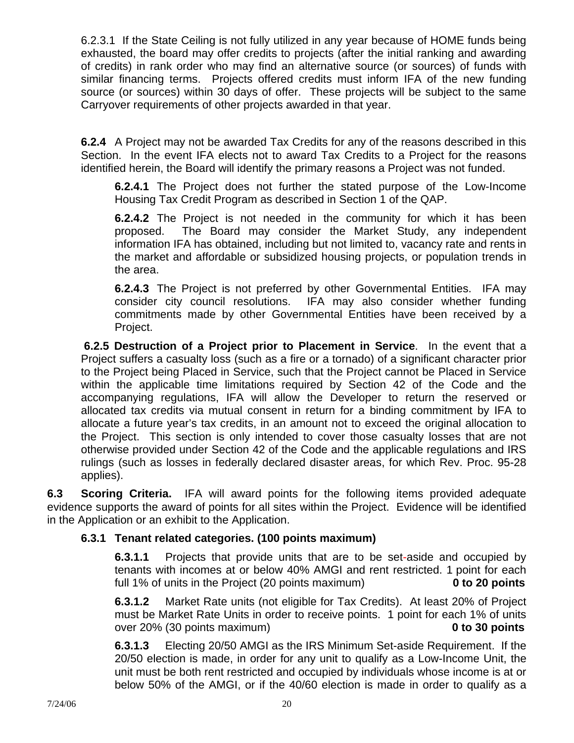6.2.3.1 If the State Ceiling is not fully utilized in any year because of HOME funds being exhausted, the board may offer credits to projects (after the initial ranking and awarding of credits) in rank order who may find an alternative source (or sources) of funds with similar financing terms. Projects offered credits must inform IFA of the new funding source (or sources) within 30 days of offer. These projects will be subject to the same Carryover requirements of other projects awarded in that year.

**6.2.4** A Project may not be awarded Tax Credits for any of the reasons described in this Section. In the event IFA elects not to award Tax Credits to a Project for the reasons identified herein, the Board will identify the primary reasons a Project was not funded.

**6.2.4.1** The Project does not further the stated purpose of the Low-Income Housing Tax Credit Program as described in Section 1 of the QAP.

**6.2.4.2** The Project is not needed in the community for which it has been proposed. The Board may consider the Market Study, any independent information IFA has obtained, including but not limited to, vacancy rate and rents in the market and affordable or subsidized housing projects, or population trends in the area.

**6.2.4.3** The Project is not preferred by other Governmental Entities. IFA may consider city council resolutions. IFA may also consider whether funding commitments made by other Governmental Entities have been received by a Project.

**6.2.5 Destruction of a Project prior to Placement in Service**. In the event that a Project suffers a casualty loss (such as a fire or a tornado) of a significant character prior to the Project being Placed in Service, such that the Project cannot be Placed in Service within the applicable time limitations required by Section 42 of the Code and the accompanying regulations, IFA will allow the Developer to return the reserved or allocated tax credits via mutual consent in return for a binding commitment by IFA to allocate a future year's tax credits, in an amount not to exceed the original allocation to the Project. This section is only intended to cover those casualty losses that are not otherwise provided under Section 42 of the Code and the applicable regulations and IRS rulings (such as losses in federally declared disaster areas, for which Rev. Proc. 95-28 applies).

**6.3 Scoring Criteria.** IFA will award points for the following items provided adequate evidence supports the award of points for all sites within the Project. Evidence will be identified in the Application or an exhibit to the Application.

**6.3.1 Tenant related categories. (100 points maximum)**

**6.3.1.1** Projects that provide units that are to be set-aside and occupied by tenants with incomes at or below 40% AMGI and rent restricted. 1 point for each full 1% of units in the Project (20 points maximum) **0 to 20 points**

**6.3.1.2** Market Rate units (not eligible for Tax Credits). At least 20% of Project must be Market Rate Units in order to receive points. 1 point for each 1% of units over 20% (30 points maximum) **0 to 30 points**

**6.3.1.3** Electing 20/50 AMGI as the IRS Minimum Set-aside Requirement. If the 20/50 election is made, in order for any unit to qualify as a Low-Income Unit, the unit must be both rent restricted and occupied by individuals whose income is at or below 50% of the AMGI, or if the 40/60 election is made in order to qualify as a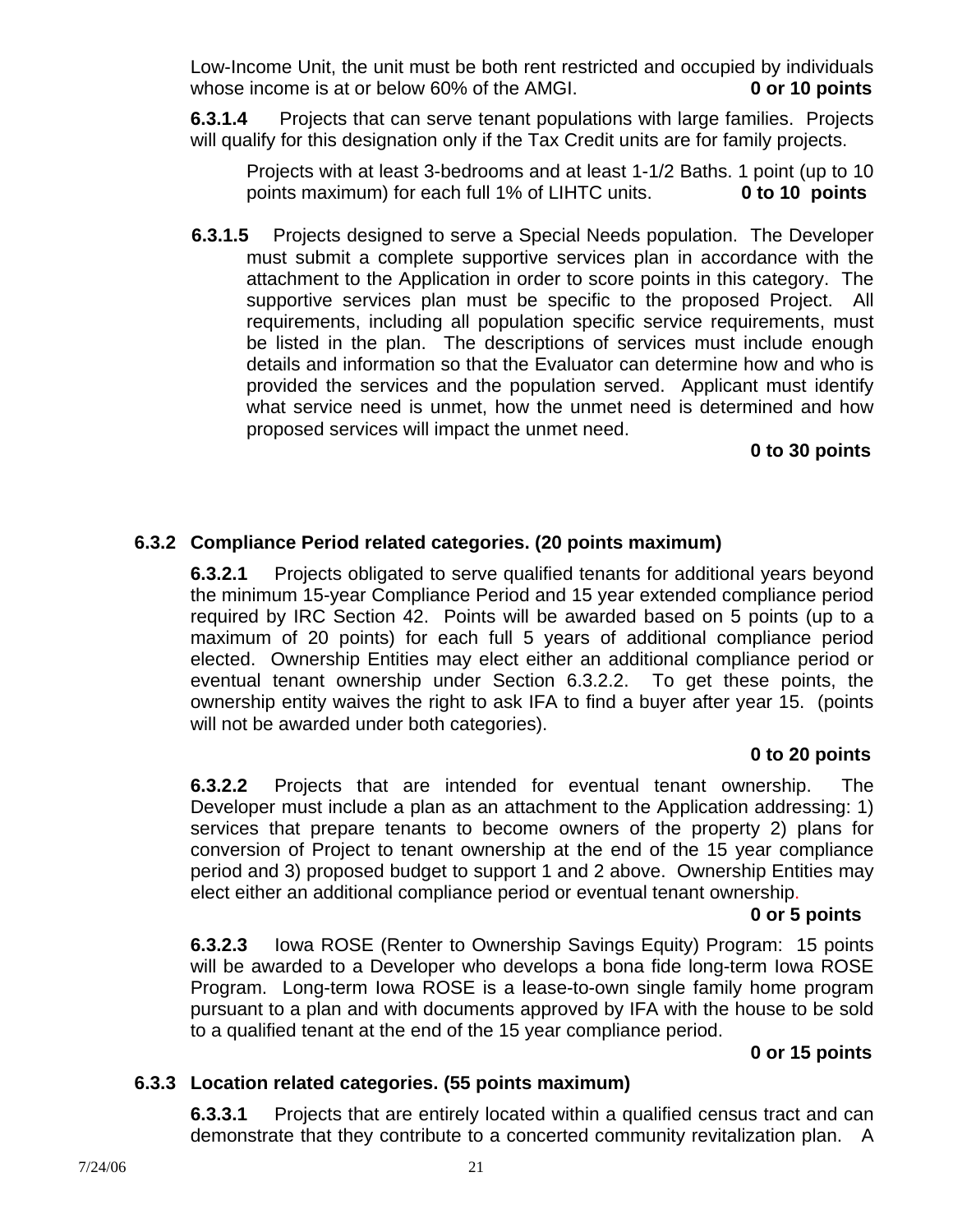Low-Income Unit, the unit must be both rent restricted and occupied by individuals whose income is at or below 60% of the AMGI. **0 or 10 points**

**6.3.1.4** Projects that can serve tenant populations with large families. Projects will qualify for this designation only if the Tax Credit units are for family projects.

Projects with at least 3-bedrooms and at least 1-1/2 Baths. 1 point (up to 10 points maximum) for each full 1% of LIHTC units. **0 to 10 points**

**6.3.1.5** Projects designed to serve a Special Needs population. The Developer must submit a complete supportive services plan in accordance with the attachment to the Application in order to score points in this category. The supportive services plan must be specific to the proposed Project. All requirements, including all population specific service requirements, must be listed in the plan. The descriptions of services must include enough details and information so that the Evaluator can determine how and who is provided the services and the population served. Applicant must identify what service need is unmet, how the unmet need is determined and how proposed services will impact the unmet need.

**0 to 30 points**

### 6.3.2 Compliance Period related categories. (20 points maximum)

**6.3.2.1** Projects obligated to serve qualified tenants for additional years beyond the minimum 15-year Compliance Period and 15 year extended compliance period required by IRC Section 42. Points will be awarded based on 5 points (up to a maximum of 20 points) for each full 5 years of additional compliance period elected. Ownership Entities may elect either an additional compliance period or eventual tenant ownership under Section 6.3.2.2. To get these points, the ownership entity waives the right to ask IFA to find a buyer after year 15. (points will not be awarded under both categories).

**0 to 20 points**

**6.3.2.2** Projects that are intended for eventual tenant ownership. The Developer must include a plan as an attachment to the Application addressing: 1) services that prepare tenants to become owners of the property 2) plans for conversion of Project to tenant ownership at the end of the 15 year compliance period and 3) proposed budget to support 1 and 2 above. Ownership Entities may elect either an additional compliance period or eventual tenant ownership.

**0 or 5 points**

**6.3.2.3** Iowa ROSE (Renter to Ownership Savings Equity) Program: 15 points will be awarded to a Developer who develops a bona fide long-term Iowa ROSE Program. Long-term Iowa ROSE is a lease-to-own single family home program pursuant to a plan and with documents approved by IFA with the house to be sold to a qualified tenant at the end of the 15 year compliance period.

**0 or 15 points**

### 6.3.3 Location related categories. (55 points maximum)

**6.3.3.1** Projects that are entirely located within a qualified census tract and can demonstrate that they contribute to a concerted community revitalization plan. A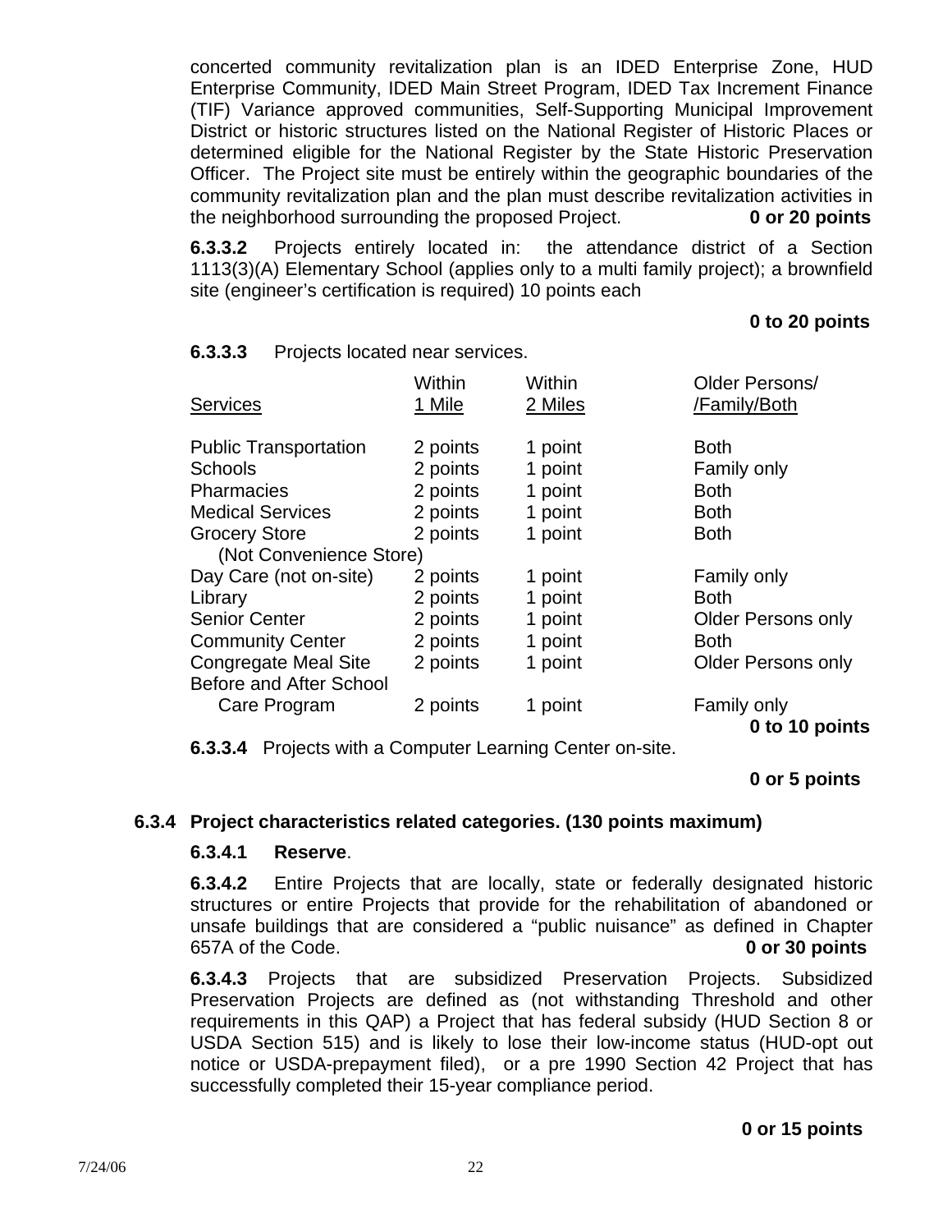concerted community revitalization plan is an IDED Enterprise Zone, HUD Enterprise Community, IDED Main Street Program, IDED Tax Increment Finance (TIF) Variance approved communities, Self-Supporting Municipal Improvement District or historic structures listed on the National Register of Historic Places or determined eligible for the National Register by the State Historic Preservation Officer. The Project site must be entirely within the geographic boundaries of the community revitalization plan and the plan must describe revitalization activities in the neighborhood surrounding the proposed Project. **0 or 20 points**

**6.3.3.2** Projects entirely located in: the attendance district of a Section 1113(3)(A) Elementary School (applies only to a multi family project); a brownfield site (engineer's certification is required) 10 points each

**0 to 20 points**

**6.3.3.3** Projects located near services.

| Services | Within 1 Mile | Within 2 Miles | Older Persons/ /Family/Both |
|---|---|---|---|
| Public Transportation | 2 points | 1 point | Both |
| Schools | 2 points | 1 point | Family only |
| Pharmacies | 2 points | 1 point | Both |
| Medical Services | 2 points | 1 point | Both |
| Grocery Store (Not Convenience Store) | 2 points | 1 point | Both |
| Day Care (not on-site) | 2 points | 1 point | Family only |
| Library | 2 points | 1 point | Both |
| Senior Center | 2 points | 1 point | Older Persons only |
| Community Center | 2 points | 1 point | Both |
| Congregate Meal Site | 2 points | 1 point | Older Persons only |
| Before and After School Care Program | 2 points | 1 point | Family only |

**0 to 10 points**

**6.3.3.4** Projects with a Computer Learning Center on-site.

**0 or 5 points**

### 6.3.4 Project characteristics related categories. (130 points maximum)

**6.3.4.1 Reserve**.

**6.3.4.2** Entire Projects that are locally, state or federally designated historic structures or entire Projects that provide for the rehabilitation of abandoned or unsafe buildings that are considered a "public nuisance" as defined in Chapter 657A of the Code. **0 or 30 points**

**6.3.4.3** Projects that are subsidized Preservation Projects. Subsidized Preservation Projects are defined as (not withstanding Threshold and other requirements in this QAP) a Project that has federal subsidy (HUD Section 8 or USDA Section 515) and is likely to lose their low-income status (HUD-opt out notice or USDA-prepayment filed), or a pre 1990 Section 42 Project that has successfully completed their 15-year compliance period.

**0 or 15 points**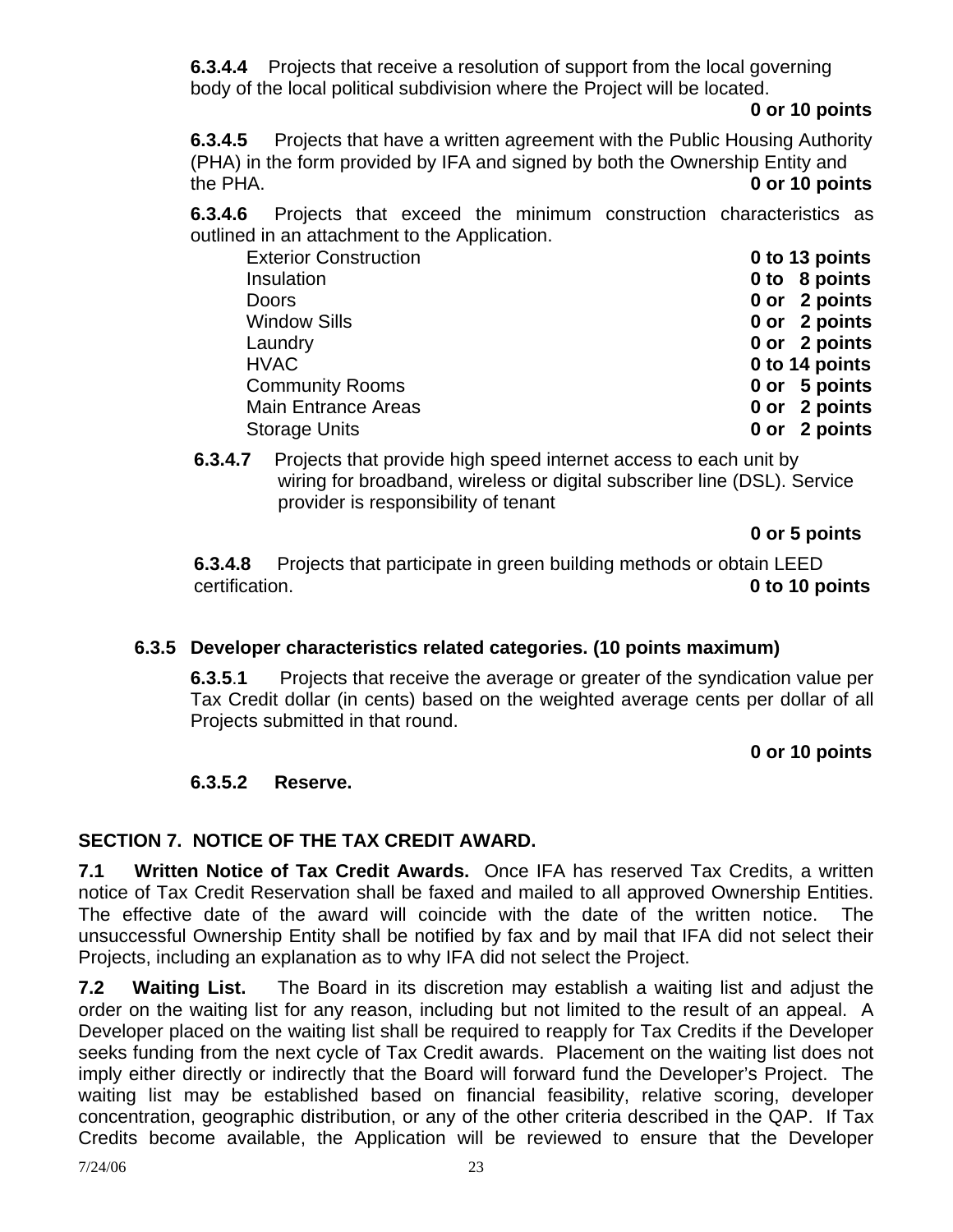**6.3.4.4** Projects that receive a resolution of support from the local governing body of the local political subdivision where the Project will be located.

**0 or 10 points**

**6.3.4.5** Projects that have a written agreement with the Public Housing Authority (PHA) in the form provided by IFA and signed by both the Ownership Entity and the PHA. **0 or 10 points**

**6.3.4.6** Projects that exceed the minimum construction characteristics as outlined in an attachment to the Application.

| | |
|---|---|
| Exterior Construction | **0 to 13 points** |
| Insulation | **0 to 8 points** |
| Doors | **0 or 2 points** |
| Window Sills | **0 or 2 points** |
| Laundry | **0 or 2 points** |
| HVAC | **0 to 14 points** |
| Community Rooms | **0 or 5 points** |
| Main Entrance Areas | **0 or 2 points** |
| Storage Units | **0 or 2 points** |

**6.3.4.7** Projects that provide high speed internet access to each unit by wiring for broadband, wireless or digital subscriber line (DSL). Service provider is responsibility of tenant

**0 or 5 points**

**6.3.4.8** Projects that participate in green building methods or obtain LEED certification. **0 to 10 points**

**6.3.5 Developer characteristics related categories. (10 points maximum)**

**6.3.5.1** Projects that receive the average or greater of the syndication value per Tax Credit dollar (in cents) based on the weighted average cents per dollar of all Projects submitted in that round.

**0 or 10 points**

**6.3.5.2 Reserve.**

## SECTION 7. NOTICE OF THE TAX CREDIT AWARD.

**7.1 Written Notice of Tax Credit Awards.** Once IFA has reserved Tax Credits, a written notice of Tax Credit Reservation shall be faxed and mailed to all approved Ownership Entities. The effective date of the award will coincide with the date of the written notice. The unsuccessful Ownership Entity shall be notified by fax and by mail that IFA did not select their Projects, including an explanation as to why IFA did not select the Project.

**7.2 Waiting List.** The Board in its discretion may establish a waiting list and adjust the order on the waiting list for any reason, including but not limited to the result of an appeal. A Developer placed on the waiting list shall be required to reapply for Tax Credits if the Developer seeks funding from the next cycle of Tax Credit awards. Placement on the waiting list does not imply either directly or indirectly that the Board will forward fund the Developer's Project. The waiting list may be established based on financial feasibility, relative scoring, developer concentration, geographic distribution, or any of the other criteria described in the QAP. If Tax Credits become available, the Application will be reviewed to ensure that the Developer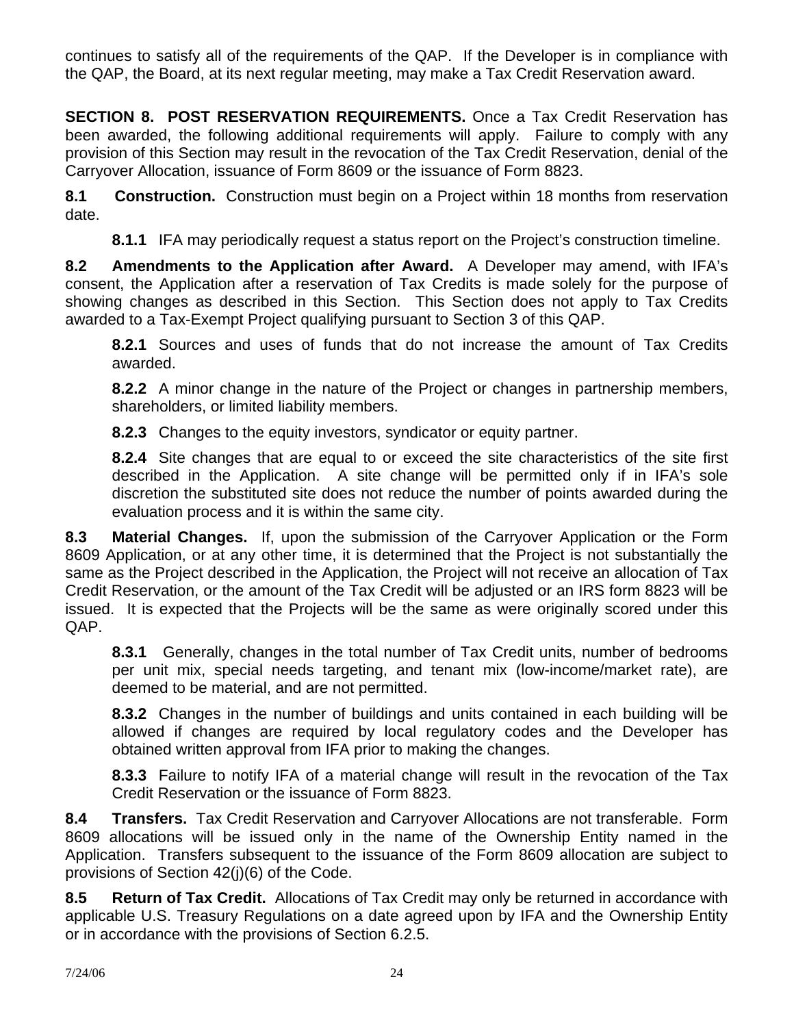continues to satisfy all of the requirements of the QAP. If the Developer is in compliance with the QAP, the Board, at its next regular meeting, may make a Tax Credit Reservation award.

**SECTION 8. POST RESERVATION REQUIREMENTS.** Once a Tax Credit Reservation has been awarded, the following additional requirements will apply. Failure to comply with any provision of this Section may result in the revocation of the Tax Credit Reservation, denial of the Carryover Allocation, issuance of Form 8609 or the issuance of Form 8823.

**8.1 Construction.** Construction must begin on a Project within 18 months from reservation date.

> **8.1.1** IFA may periodically request a status report on the Project's construction timeline.

**8.2 Amendments to the Application after Award.** A Developer may amend, with IFA's consent, the Application after a reservation of Tax Credits is made solely for the purpose of showing changes as described in this Section. This Section does not apply to Tax Credits awarded to a Tax-Exempt Project qualifying pursuant to Section 3 of this QAP.

> **8.2.1** Sources and uses of funds that do not increase the amount of Tax Credits awarded.
>
> **8.2.2** A minor change in the nature of the Project or changes in partnership members, shareholders, or limited liability members.
>
> **8.2.3** Changes to the equity investors, syndicator or equity partner.
>
> **8.2.4** Site changes that are equal to or exceed the site characteristics of the site first described in the Application. A site change will be permitted only if in IFA's sole discretion the substituted site does not reduce the number of points awarded during the evaluation process and it is within the same city.

**8.3 Material Changes.** If, upon the submission of the Carryover Application or the Form 8609 Application, or at any other time, it is determined that the Project is not substantially the same as the Project described in the Application, the Project will not receive an allocation of Tax Credit Reservation, or the amount of the Tax Credit will be adjusted or an IRS form 8823 will be issued. It is expected that the Projects will be the same as were originally scored under this QAP.

> **8.3.1** Generally, changes in the total number of Tax Credit units, number of bedrooms per unit mix, special needs targeting, and tenant mix (low-income/market rate), are deemed to be material, and are not permitted.
>
> **8.3.2** Changes in the number of buildings and units contained in each building will be allowed if changes are required by local regulatory codes and the Developer has obtained written approval from IFA prior to making the changes.
>
> **8.3.3** Failure to notify IFA of a material change will result in the revocation of the Tax Credit Reservation or the issuance of Form 8823.

**8.4 Transfers.** Tax Credit Reservation and Carryover Allocations are not transferable. Form 8609 allocations will be issued only in the name of the Ownership Entity named in the Application. Transfers subsequent to the issuance of the Form 8609 allocation are subject to provisions of Section 42(j)(6) of the Code.

**8.5 Return of Tax Credit.** Allocations of Tax Credit may only be returned in accordance with applicable U.S. Treasury Regulations on a date agreed upon by IFA and the Ownership Entity or in accordance with the provisions of Section 6.2.5.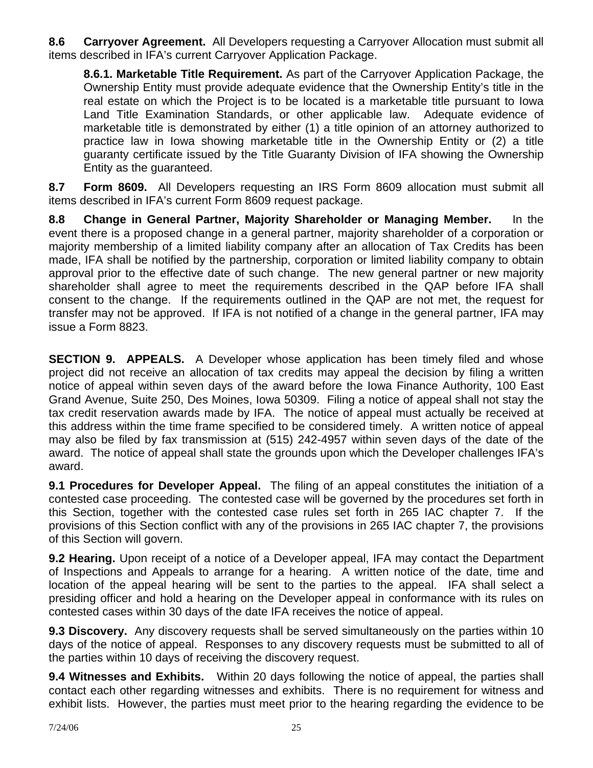**8.6 Carryover Agreement.** All Developers requesting a Carryover Allocation must submit all items described in IFA's current Carryover Application Package.

> **8.6.1. Marketable Title Requirement.** As part of the Carryover Application Package, the Ownership Entity must provide adequate evidence that the Ownership Entity's title in the real estate on which the Project is to be located is a marketable title pursuant to Iowa Land Title Examination Standards, or other applicable law. Adequate evidence of marketable title is demonstrated by either (1) a title opinion of an attorney authorized to practice law in Iowa showing marketable title in the Ownership Entity or (2) a title guaranty certificate issued by the Title Guaranty Division of IFA showing the Ownership Entity as the guaranteed.

**8.7 Form 8609.** All Developers requesting an IRS Form 8609 allocation must submit all items described in IFA's current Form 8609 request package.

**8.8 Change in General Partner, Majority Shareholder or Managing Member.** In the event there is a proposed change in a general partner, majority shareholder of a corporation or majority membership of a limited liability company after an allocation of Tax Credits has been made, IFA shall be notified by the partnership, corporation or limited liability company to obtain approval prior to the effective date of such change. The new general partner or new majority shareholder shall agree to meet the requirements described in the QAP before IFA shall consent to the change. If the requirements outlined in the QAP are not met, the request for transfer may not be approved. If IFA is not notified of a change in the general partner, IFA may issue a Form 8823.

**SECTION 9. APPEALS.** A Developer whose application has been timely filed and whose project did not receive an allocation of tax credits may appeal the decision by filing a written notice of appeal within seven days of the award before the Iowa Finance Authority, 100 East Grand Avenue, Suite 250, Des Moines, Iowa 50309. Filing a notice of appeal shall not stay the tax credit reservation awards made by IFA. The notice of appeal must actually be received at this address within the time frame specified to be considered timely. A written notice of appeal may also be filed by fax transmission at (515) 242-4957 within seven days of the date of the award. The notice of appeal shall state the grounds upon which the Developer challenges IFA's award.

**9.1 Procedures for Developer Appeal.** The filing of an appeal constitutes the initiation of a contested case proceeding. The contested case will be governed by the procedures set forth in this Section, together with the contested case rules set forth in 265 IAC chapter 7. If the provisions of this Section conflict with any of the provisions in 265 IAC chapter 7, the provisions of this Section will govern.

**9.2 Hearing.** Upon receipt of a notice of a Developer appeal, IFA may contact the Department of Inspections and Appeals to arrange for a hearing. A written notice of the date, time and location of the appeal hearing will be sent to the parties to the appeal. IFA shall select a presiding officer and hold a hearing on the Developer appeal in conformance with its rules on contested cases within 30 days of the date IFA receives the notice of appeal.

**9.3 Discovery.** Any discovery requests shall be served simultaneously on the parties within 10 days of the notice of appeal. Responses to any discovery requests must be submitted to all of the parties within 10 days of receiving the discovery request.

**9.4 Witnesses and Exhibits.** Within 20 days following the notice of appeal, the parties shall contact each other regarding witnesses and exhibits. There is no requirement for witness and exhibit lists. However, the parties must meet prior to the hearing regarding the evidence to be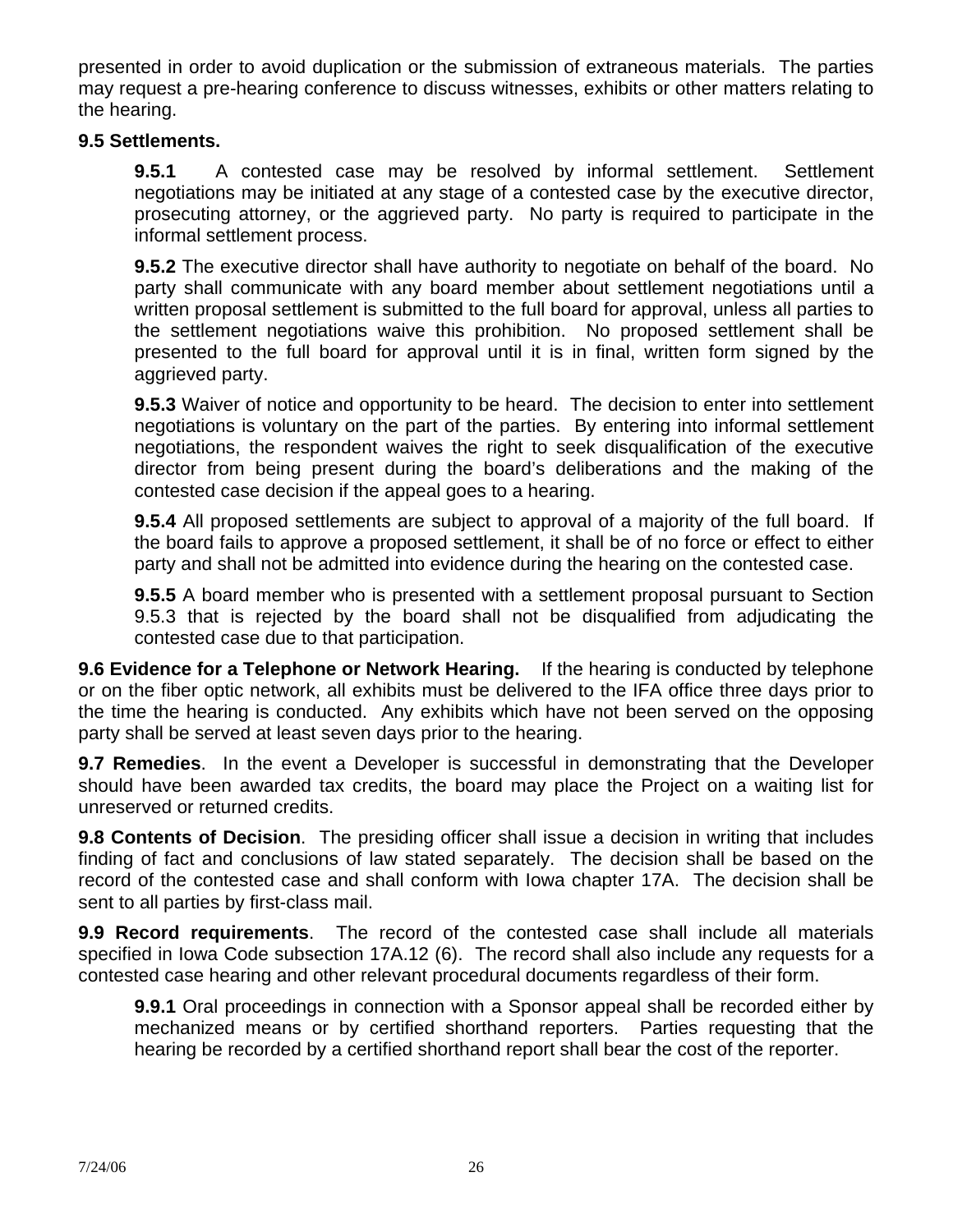presented in order to avoid duplication or the submission of extraneous materials. The parties may request a pre-hearing conference to discuss witnesses, exhibits or other matters relating to the hearing.

**9.5 Settlements.**

> **9.5.1** A contested case may be resolved by informal settlement. Settlement negotiations may be initiated at any stage of a contested case by the executive director, prosecuting attorney, or the aggrieved party. No party is required to participate in the informal settlement process.
>
> **9.5.2** The executive director shall have authority to negotiate on behalf of the board. No party shall communicate with any board member about settlement negotiations until a written proposal settlement is submitted to the full board for approval, unless all parties to the settlement negotiations waive this prohibition. No proposed settlement shall be presented to the full board for approval until it is in final, written form signed by the aggrieved party.
>
> **9.5.3** Waiver of notice and opportunity to be heard. The decision to enter into settlement negotiations is voluntary on the part of the parties. By entering into informal settlement negotiations, the respondent waives the right to seek disqualification of the executive director from being present during the board's deliberations and the making of the contested case decision if the appeal goes to a hearing.
>
> **9.5.4** All proposed settlements are subject to approval of a majority of the full board. If the board fails to approve a proposed settlement, it shall be of no force or effect to either party and shall not be admitted into evidence during the hearing on the contested case.
>
> **9.5.5** A board member who is presented with a settlement proposal pursuant to Section 9.5.3 that is rejected by the board shall not be disqualified from adjudicating the contested case due to that participation.

**9.6 Evidence for a Telephone or Network Hearing.** If the hearing is conducted by telephone or on the fiber optic network, all exhibits must be delivered to the IFA office three days prior to the time the hearing is conducted. Any exhibits which have not been served on the opposing party shall be served at least seven days prior to the hearing.

**9.7 Remedies**. In the event a Developer is successful in demonstrating that the Developer should have been awarded tax credits, the board may place the Project on a waiting list for unreserved or returned credits.

**9.8 Contents of Decision**. The presiding officer shall issue a decision in writing that includes finding of fact and conclusions of law stated separately. The decision shall be based on the record of the contested case and shall conform with Iowa chapter 17A. The decision shall be sent to all parties by first-class mail.

**9.9 Record requirements**. The record of the contested case shall include all materials specified in Iowa Code subsection 17A.12 (6). The record shall also include any requests for a contested case hearing and other relevant procedural documents regardless of their form.

> **9.9.1** Oral proceedings in connection with a Sponsor appeal shall be recorded either by mechanized means or by certified shorthand reporters. Parties requesting that the hearing be recorded by a certified shorthand report shall bear the cost of the reporter.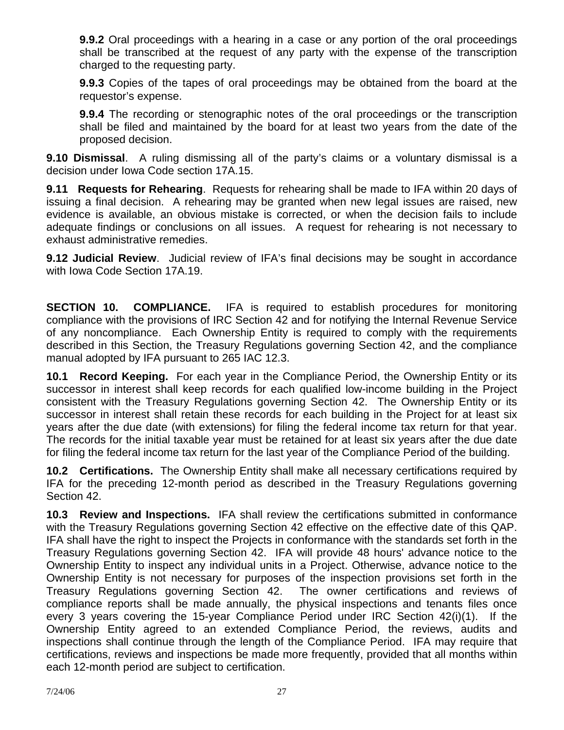**9.9.2** Oral proceedings with a hearing in a case or any portion of the oral proceedings shall be transcribed at the request of any party with the expense of the transcription charged to the requesting party.

**9.9.3** Copies of the tapes of oral proceedings may be obtained from the board at the requestor's expense.

**9.9.4** The recording or stenographic notes of the oral proceedings or the transcription shall be filed and maintained by the board for at least two years from the date of the proposed decision.

**9.10 Dismissal**. A ruling dismissing all of the party's claims or a voluntary dismissal is a decision under Iowa Code section 17A.15.

**9.11 Requests for Rehearing**. Requests for rehearing shall be made to IFA within 20 days of issuing a final decision. A rehearing may be granted when new legal issues are raised, new evidence is available, an obvious mistake is corrected, or when the decision fails to include adequate findings or conclusions on all issues. A request for rehearing is not necessary to exhaust administrative remedies.

**9.12 Judicial Review**. Judicial review of IFA's final decisions may be sought in accordance with Iowa Code Section 17A.19.

**SECTION 10. COMPLIANCE.** IFA is required to establish procedures for monitoring compliance with the provisions of IRC Section 42 and for notifying the Internal Revenue Service of any noncompliance. Each Ownership Entity is required to comply with the requirements described in this Section, the Treasury Regulations governing Section 42, and the compliance manual adopted by IFA pursuant to 265 IAC 12.3.

**10.1 Record Keeping.** For each year in the Compliance Period, the Ownership Entity or its successor in interest shall keep records for each qualified low-income building in the Project consistent with the Treasury Regulations governing Section 42. The Ownership Entity or its successor in interest shall retain these records for each building in the Project for at least six years after the due date (with extensions) for filing the federal income tax return for that year. The records for the initial taxable year must be retained for at least six years after the due date for filing the federal income tax return for the last year of the Compliance Period of the building.

**10.2 Certifications.** The Ownership Entity shall make all necessary certifications required by IFA for the preceding 12-month period as described in the Treasury Regulations governing Section 42.

**10.3 Review and Inspections.** IFA shall review the certifications submitted in conformance with the Treasury Regulations governing Section 42 effective on the effective date of this QAP. IFA shall have the right to inspect the Projects in conformance with the standards set forth in the Treasury Regulations governing Section 42. IFA will provide 48 hours' advance notice to the Ownership Entity to inspect any individual units in a Project. Otherwise, advance notice to the Ownership Entity is not necessary for purposes of the inspection provisions set forth in the Treasury Regulations governing Section 42. The owner certifications and reviews of compliance reports shall be made annually, the physical inspections and tenants files once every 3 years covering the 15-year Compliance Period under IRC Section 42(i)(1). If the Ownership Entity agreed to an extended Compliance Period, the reviews, audits and inspections shall continue through the length of the Compliance Period. IFA may require that certifications, reviews and inspections be made more frequently, provided that all months within each 12-month period are subject to certification.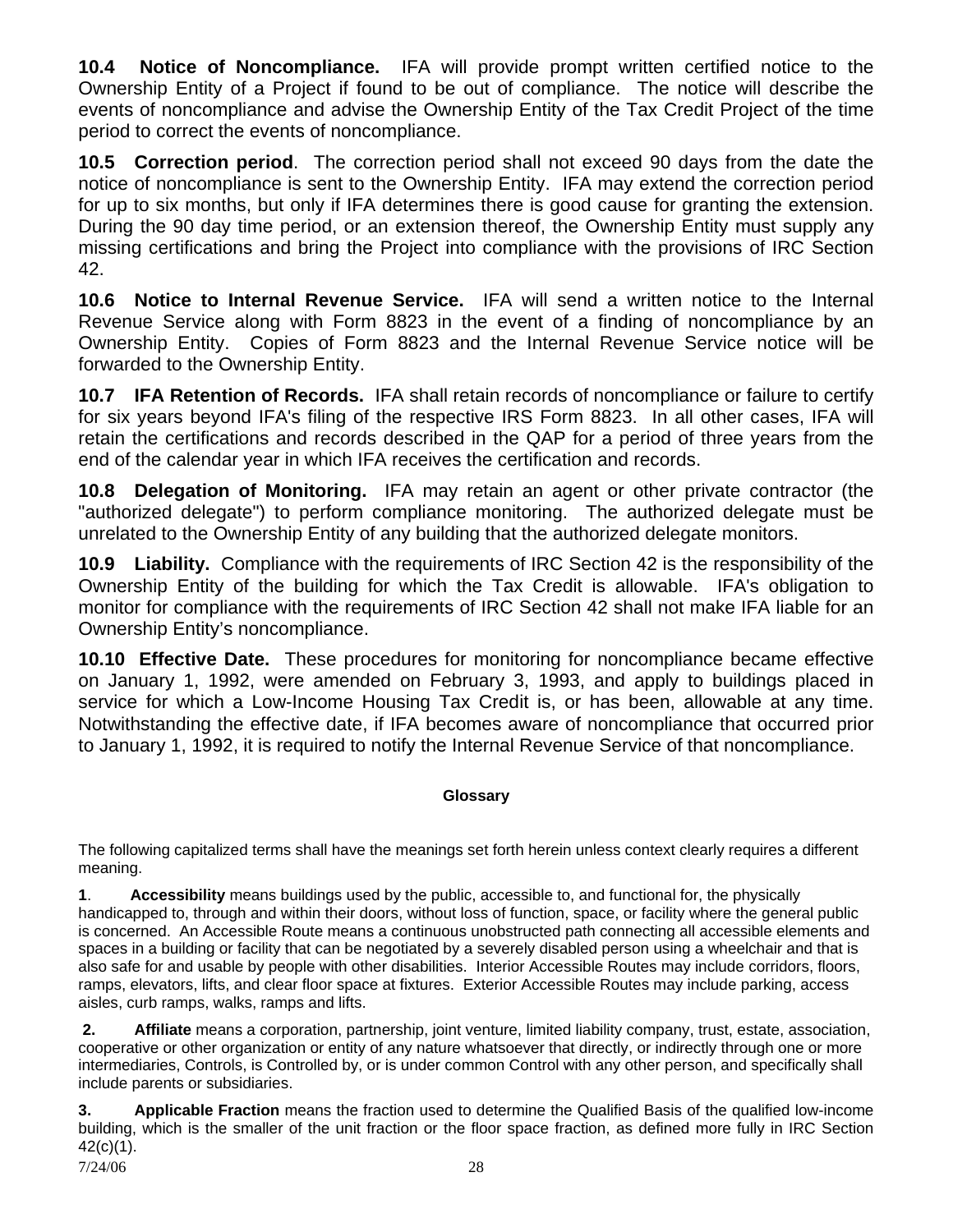**10.4 Notice of Noncompliance.** IFA will provide prompt written certified notice to the Ownership Entity of a Project if found to be out of compliance. The notice will describe the events of noncompliance and advise the Ownership Entity of the Tax Credit Project of the time period to correct the events of noncompliance.

**10.5 Correction period**. The correction period shall not exceed 90 days from the date the notice of noncompliance is sent to the Ownership Entity. IFA may extend the correction period for up to six months, but only if IFA determines there is good cause for granting the extension. During the 90 day time period, or an extension thereof, the Ownership Entity must supply any missing certifications and bring the Project into compliance with the provisions of IRC Section 42.

**10.6 Notice to Internal Revenue Service.** IFA will send a written notice to the Internal Revenue Service along with Form 8823 in the event of a finding of noncompliance by an Ownership Entity. Copies of Form 8823 and the Internal Revenue Service notice will be forwarded to the Ownership Entity.

**10.7 IFA Retention of Records.** IFA shall retain records of noncompliance or failure to certify for six years beyond IFA's filing of the respective IRS Form 8823. In all other cases, IFA will retain the certifications and records described in the QAP for a period of three years from the end of the calendar year in which IFA receives the certification and records.

**10.8 Delegation of Monitoring.** IFA may retain an agent or other private contractor (the "authorized delegate") to perform compliance monitoring. The authorized delegate must be unrelated to the Ownership Entity of any building that the authorized delegate monitors.

**10.9 Liability.** Compliance with the requirements of IRC Section 42 is the responsibility of the Ownership Entity of the building for which the Tax Credit is allowable. IFA's obligation to monitor for compliance with the requirements of IRC Section 42 shall not make IFA liable for an Ownership Entity's noncompliance.

**10.10 Effective Date.** These procedures for monitoring for noncompliance became effective on January 1, 1992, were amended on February 3, 1993, and apply to buildings placed in service for which a Low-Income Housing Tax Credit is, or has been, allowable at any time. Notwithstanding the effective date, if IFA becomes aware of noncompliance that occurred prior to January 1, 1992, it is required to notify the Internal Revenue Service of that noncompliance.

## Glossary

The following capitalized terms shall have the meanings set forth herein unless context clearly requires a different meaning.

**1**. **Accessibility** means buildings used by the public, accessible to, and functional for, the physically handicapped to, through and within their doors, without loss of function, space, or facility where the general public is concerned. An Accessible Route means a continuous unobstructed path connecting all accessible elements and spaces in a building or facility that can be negotiated by a severely disabled person using a wheelchair and that is also safe for and usable by people with other disabilities. Interior Accessible Routes may include corridors, floors, ramps, elevators, lifts, and clear floor space at fixtures. Exterior Accessible Routes may include parking, access aisles, curb ramps, walks, ramps and lifts.

**2. Affiliate** means a corporation, partnership, joint venture, limited liability company, trust, estate, association, cooperative or other organization or entity of any nature whatsoever that directly, or indirectly through one or more intermediaries, Controls, is Controlled by, or is under common Control with any other person, and specifically shall include parents or subsidiaries.

**3. Applicable Fraction** means the fraction used to determine the Qualified Basis of the qualified low-income building, which is the smaller of the unit fraction or the floor space fraction, as defined more fully in IRC Section 42(c)(1).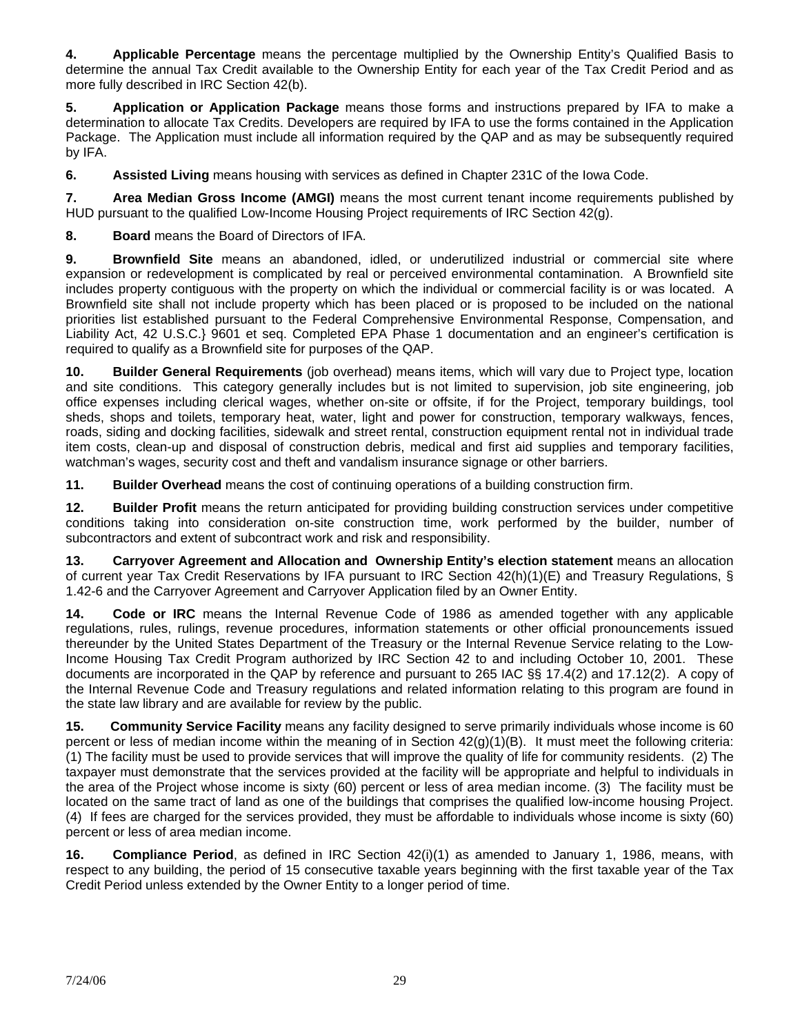**4. Applicable Percentage** means the percentage multiplied by the Ownership Entity's Qualified Basis to determine the annual Tax Credit available to the Ownership Entity for each year of the Tax Credit Period and as more fully described in IRC Section 42(b).

**5. Application or Application Package** means those forms and instructions prepared by IFA to make a determination to allocate Tax Credits. Developers are required by IFA to use the forms contained in the Application Package. The Application must include all information required by the QAP and as may be subsequently required by IFA.

**6. Assisted Living** means housing with services as defined in Chapter 231C of the Iowa Code.

**7. Area Median Gross Income (AMGI)** means the most current tenant income requirements published by HUD pursuant to the qualified Low-Income Housing Project requirements of IRC Section 42(g).

**8. Board** means the Board of Directors of IFA.

**9. Brownfield Site** means an abandoned, idled, or underutilized industrial or commercial site where expansion or redevelopment is complicated by real or perceived environmental contamination. A Brownfield site includes property contiguous with the property on which the individual or commercial facility is or was located. A Brownfield site shall not include property which has been placed or is proposed to be included on the national priorities list established pursuant to the Federal Comprehensive Environmental Response, Compensation, and Liability Act, 42 U.S.C.} 9601 et seq. Completed EPA Phase 1 documentation and an engineer's certification is required to qualify as a Brownfield site for purposes of the QAP.

**10. Builder General Requirements** (job overhead) means items, which will vary due to Project type, location and site conditions. This category generally includes but is not limited to supervision, job site engineering, job office expenses including clerical wages, whether on-site or offsite, if for the Project, temporary buildings, tool sheds, shops and toilets, temporary heat, water, light and power for construction, temporary walkways, fences, roads, siding and docking facilities, sidewalk and street rental, construction equipment rental not in individual trade item costs, clean-up and disposal of construction debris, medical and first aid supplies and temporary facilities, watchman's wages, security cost and theft and vandalism insurance signage or other barriers.

**11. Builder Overhead** means the cost of continuing operations of a building construction firm.

**12. Builder Profit** means the return anticipated for providing building construction services under competitive conditions taking into consideration on-site construction time, work performed by the builder, number of subcontractors and extent of subcontract work and risk and responsibility.

**13. Carryover Agreement and Allocation and Ownership Entity's election statement** means an allocation of current year Tax Credit Reservations by IFA pursuant to IRC Section 42(h)(1)(E) and Treasury Regulations, § 1.42-6 and the Carryover Agreement and Carryover Application filed by an Owner Entity.

**14. Code or IRC** means the Internal Revenue Code of 1986 as amended together with any applicable regulations, rules, rulings, revenue procedures, information statements or other official pronouncements issued thereunder by the United States Department of the Treasury or the Internal Revenue Service relating to the Low-Income Housing Tax Credit Program authorized by IRC Section 42 to and including October 10, 2001. These documents are incorporated in the QAP by reference and pursuant to 265 IAC §§ 17.4(2) and 17.12(2). A copy of the Internal Revenue Code and Treasury regulations and related information relating to this program are found in the state law library and are available for review by the public.

**15. Community Service Facility** means any facility designed to serve primarily individuals whose income is 60 percent or less of median income within the meaning of in Section 42(g)(1)(B). It must meet the following criteria: (1) The facility must be used to provide services that will improve the quality of life for community residents. (2) The taxpayer must demonstrate that the services provided at the facility will be appropriate and helpful to individuals in the area of the Project whose income is sixty (60) percent or less of area median income. (3) The facility must be located on the same tract of land as one of the buildings that comprises the qualified low-income housing Project. (4) If fees are charged for the services provided, they must be affordable to individuals whose income is sixty (60) percent or less of area median income.

**16. Compliance Period**, as defined in IRC Section 42(i)(1) as amended to January 1, 1986, means, with respect to any building, the period of 15 consecutive taxable years beginning with the first taxable year of the Tax Credit Period unless extended by the Owner Entity to a longer period of time.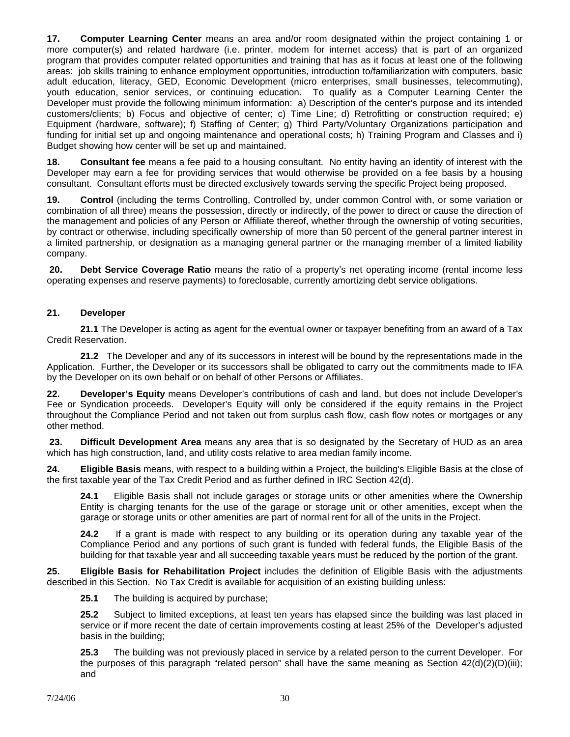**17. Computer Learning Center** means an area and/or room designated within the project containing 1 or more computer(s) and related hardware (i.e. printer, modem for internet access) that is part of an organized program that provides computer related opportunities and training that has as it focus at least one of the following areas: job skills training to enhance employment opportunities, introduction to/familiarization with computers, basic adult education, literacy, GED, Economic Development (micro enterprises, small businesses, telecommuting), youth education, senior services, or continuing education. To qualify as a Computer Learning Center the Developer must provide the following minimum information: a) Description of the center's purpose and its intended customers/clients; b) Focus and objective of center; c) Time Line; d) Retrofitting or construction required; e) Equipment (hardware, software); f) Staffing of Center; g) Third Party/Voluntary Organizations participation and funding for initial set up and ongoing maintenance and operational costs; h) Training Program and Classes and i) Budget showing how center will be set up and maintained.

**18. Consultant fee** means a fee paid to a housing consultant. No entity having an identity of interest with the Developer may earn a fee for providing services that would otherwise be provided on a fee basis by a housing consultant. Consultant efforts must be directed exclusively towards serving the specific Project being proposed.

**19. Control** (including the terms Controlling, Controlled by, under common Control with, or some variation or combination of all three) means the possession, directly or indirectly, of the power to direct or cause the direction of the management and policies of any Person or Affiliate thereof, whether through the ownership of voting securities, by contract or otherwise, including specifically ownership of more than 50 percent of the general partner interest in a limited partnership, or designation as a managing general partner or the managing member of a limited liability company.

**20. Debt Service Coverage Ratio** means the ratio of a property's net operating income (rental income less operating expenses and reserve payments) to foreclosable, currently amortizing debt service obligations.

**21. Developer**

**21.1** The Developer is acting as agent for the eventual owner or taxpayer benefiting from an award of a Tax Credit Reservation.

**21.2** The Developer and any of its successors in interest will be bound by the representations made in the Application. Further, the Developer or its successors shall be obligated to carry out the commitments made to IFA by the Developer on its own behalf or on behalf of other Persons or Affiliates.

**22. Developer's Equity** means Developer's contributions of cash and land, but does not include Developer's Fee or Syndication proceeds. Developer's Equity will only be considered if the equity remains in the Project throughout the Compliance Period and not taken out from surplus cash flow, cash flow notes or mortgages or any other method.

**23. Difficult Development Area** means any area that is so designated by the Secretary of HUD as an area which has high construction, land, and utility costs relative to area median family income.

**24. Eligible Basis** means, with respect to a building within a Project, the building's Eligible Basis at the close of the first taxable year of the Tax Credit Period and as further defined in IRC Section 42(d).

**24.1** Eligible Basis shall not include garages or storage units or other amenities where the Ownership Entity is charging tenants for the use of the garage or storage unit or other amenities, except when the garage or storage units or other amenities are part of normal rent for all of the units in the Project.

**24.2** If a grant is made with respect to any building or its operation during any taxable year of the Compliance Period and any portions of such grant is funded with federal funds, the Eligible Basis of the building for that taxable year and all succeeding taxable years must be reduced by the portion of the grant.

**25. Eligible Basis for Rehabilitation Project** includes the definition of Eligible Basis with the adjustments described in this Section. No Tax Credit is available for acquisition of an existing building unless:

**25.1** The building is acquired by purchase;

**25.2** Subject to limited exceptions, at least ten years has elapsed since the building was last placed in service or if more recent the date of certain improvements costing at least 25% of the Developer's adjusted basis in the building;

**25.3** The building was not previously placed in service by a related person to the current Developer. For the purposes of this paragraph "related person" shall have the same meaning as Section 42(d)(2)(D)(iii); and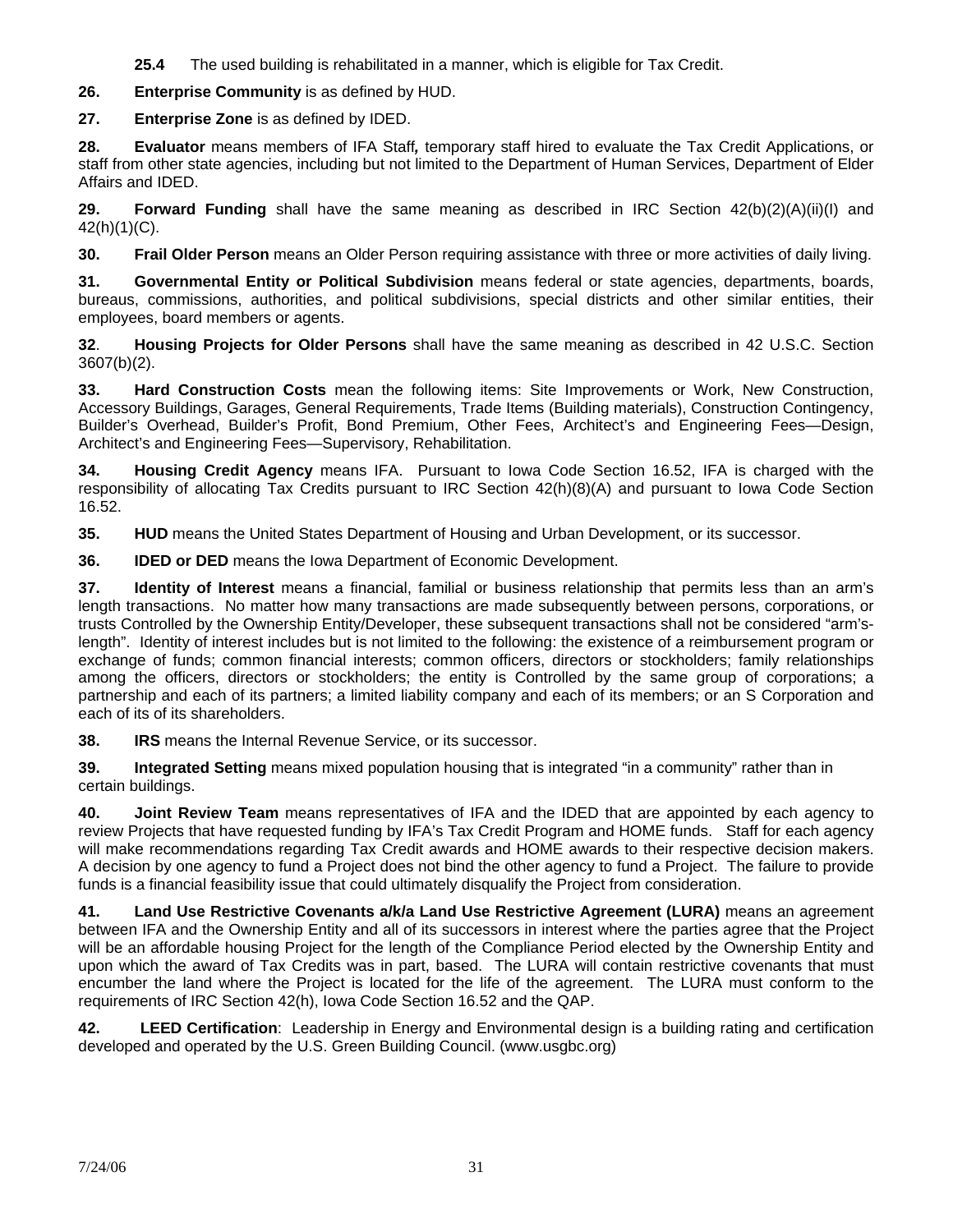**25.4** The used building is rehabilitated in a manner, which is eligible for Tax Credit.

**26. Enterprise Community** is as defined by HUD.

**27. Enterprise Zone** is as defined by IDED.

**28. Evaluator** means members of IFA Staff***,*** temporary staff hired to evaluate the Tax Credit Applications, or staff from other state agencies, including but not limited to the Department of Human Services, Department of Elder Affairs and IDED.

**29. Forward Funding** shall have the same meaning as described in IRC Section 42(b)(2)(A)(ii)(I) and 42(h)(1)(C).

**30. Frail Older Person** means an Older Person requiring assistance with three or more activities of daily living.

**31. Governmental Entity or Political Subdivision** means federal or state agencies, departments, boards, bureaus, commissions, authorities, and political subdivisions, special districts and other similar entities, their employees, board members or agents.

**32**. **Housing Projects for Older Persons** shall have the same meaning as described in 42 U.S.C. Section 3607(b)(2).

**33. Hard Construction Costs** mean the following items: Site Improvements or Work, New Construction, Accessory Buildings, Garages, General Requirements, Trade Items (Building materials), Construction Contingency, Builder's Overhead, Builder's Profit, Bond Premium, Other Fees, Architect's and Engineering Fees—Design, Architect's and Engineering Fees—Supervisory, Rehabilitation.

**34. Housing Credit Agency** means IFA. Pursuant to Iowa Code Section 16.52, IFA is charged with the responsibility of allocating Tax Credits pursuant to IRC Section 42(h)(8)(A) and pursuant to Iowa Code Section 16.52.

**35. HUD** means the United States Department of Housing and Urban Development, or its successor.

**36. IDED or DED** means the Iowa Department of Economic Development.

**37. Identity of Interest** means a financial, familial or business relationship that permits less than an arm's length transactions. No matter how many transactions are made subsequently between persons, corporations, or trusts Controlled by the Ownership Entity/Developer, these subsequent transactions shall not be considered "arm's-length". Identity of interest includes but is not limited to the following: the existence of a reimbursement program or exchange of funds; common financial interests; common officers, directors or stockholders; family relationships among the officers, directors or stockholders; the entity is Controlled by the same group of corporations; a partnership and each of its partners; a limited liability company and each of its members; or an S Corporation and each of its of its shareholders.

**38. IRS** means the Internal Revenue Service, or its successor.

**39. Integrated Setting** means mixed population housing that is integrated "in a community" rather than in certain buildings.

**40. Joint Review Team** means representatives of IFA and the IDED that are appointed by each agency to review Projects that have requested funding by IFA's Tax Credit Program and HOME funds. Staff for each agency will make recommendations regarding Tax Credit awards and HOME awards to their respective decision makers. A decision by one agency to fund a Project does not bind the other agency to fund a Project. The failure to provide funds is a financial feasibility issue that could ultimately disqualify the Project from consideration.

**41. Land Use Restrictive Covenants a/k/a Land Use Restrictive Agreement (LURA)** means an agreement between IFA and the Ownership Entity and all of its successors in interest where the parties agree that the Project will be an affordable housing Project for the length of the Compliance Period elected by the Ownership Entity and upon which the award of Tax Credits was in part, based. The LURA will contain restrictive covenants that must encumber the land where the Project is located for the life of the agreement. The LURA must conform to the requirements of IRC Section 42(h), Iowa Code Section 16.52 and the QAP.

**42. LEED Certification**: Leadership in Energy and Environmental design is a building rating and certification developed and operated by the U.S. Green Building Council. (www.usgbc.org)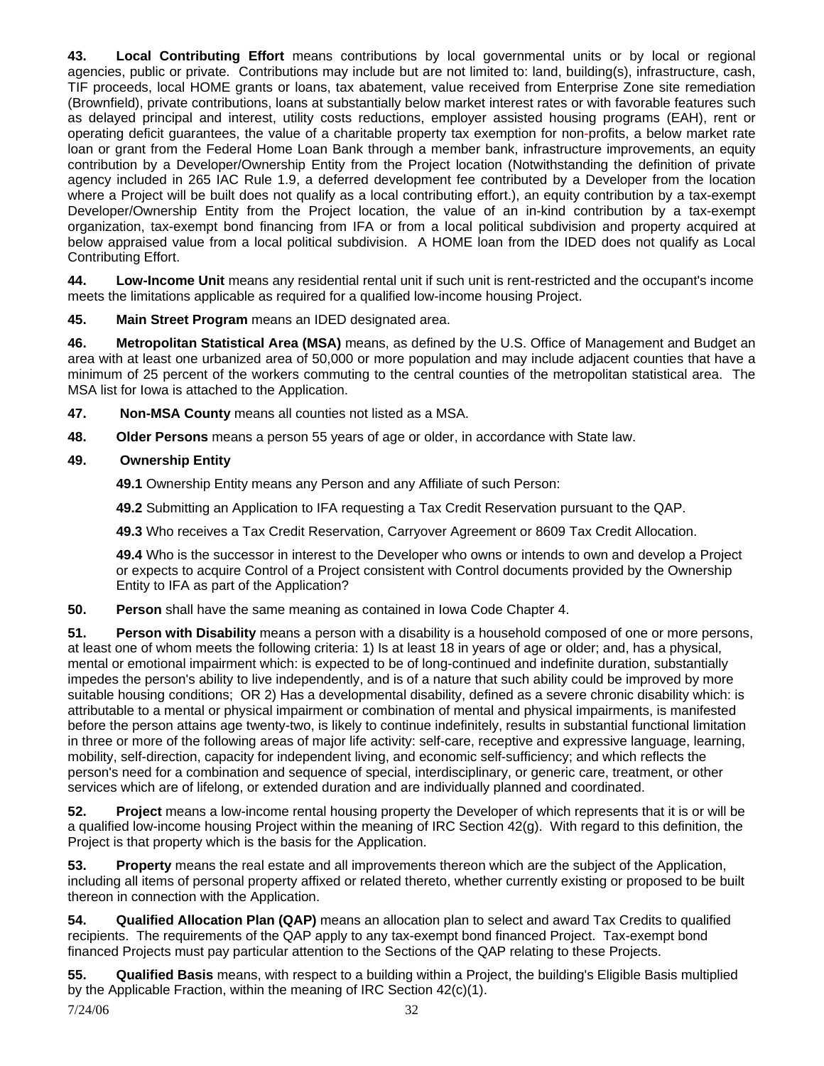**43. Local Contributing Effort** means contributions by local governmental units or by local or regional agencies, public or private. Contributions may include but are not limited to: land, building(s), infrastructure, cash, TIF proceeds, local HOME grants or loans, tax abatement, value received from Enterprise Zone site remediation (Brownfield), private contributions, loans at substantially below market interest rates or with favorable features such as delayed principal and interest, utility costs reductions, employer assisted housing programs (EAH), rent or operating deficit guarantees, the value of a charitable property tax exemption for non-profits, a below market rate loan or grant from the Federal Home Loan Bank through a member bank, infrastructure improvements, an equity contribution by a Developer/Ownership Entity from the Project location (Notwithstanding the definition of private agency included in 265 IAC Rule 1.9, a deferred development fee contributed by a Developer from the location where a Project will be built does not qualify as a local contributing effort.), an equity contribution by a tax-exempt Developer/Ownership Entity from the Project location, the value of an in-kind contribution by a tax-exempt organization, tax-exempt bond financing from IFA or from a local political subdivision and property acquired at below appraised value from a local political subdivision. A HOME loan from the IDED does not qualify as Local Contributing Effort.

**44. Low-Income Unit** means any residential rental unit if such unit is rent-restricted and the occupant's income meets the limitations applicable as required for a qualified low-income housing Project.

**45. Main Street Program** means an IDED designated area.

**46. Metropolitan Statistical Area (MSA)** means, as defined by the U.S. Office of Management and Budget an area with at least one urbanized area of 50,000 or more population and may include adjacent counties that have a minimum of 25 percent of the workers commuting to the central counties of the metropolitan statistical area. The MSA list for Iowa is attached to the Application.

**47. Non-MSA County** means all counties not listed as a MSA.

**48. Older Persons** means a person 55 years of age or older, in accordance with State law.

**49. Ownership Entity**

**49.1** Ownership Entity means any Person and any Affiliate of such Person:

**49.2** Submitting an Application to IFA requesting a Tax Credit Reservation pursuant to the QAP.

**49.3** Who receives a Tax Credit Reservation, Carryover Agreement or 8609 Tax Credit Allocation.

**49.4** Who is the successor in interest to the Developer who owns or intends to own and develop a Project or expects to acquire Control of a Project consistent with Control documents provided by the Ownership Entity to IFA as part of the Application?

**50. Person** shall have the same meaning as contained in Iowa Code Chapter 4.

**51. Person with Disability** means a person with a disability is a household composed of one or more persons, at least one of whom meets the following criteria: 1) Is at least 18 in years of age or older; and, has a physical, mental or emotional impairment which: is expected to be of long-continued and indefinite duration, substantially impedes the person's ability to live independently, and is of a nature that such ability could be improved by more suitable housing conditions; OR 2) Has a developmental disability, defined as a severe chronic disability which: is attributable to a mental or physical impairment or combination of mental and physical impairments, is manifested before the person attains age twenty-two, is likely to continue indefinitely, results in substantial functional limitation in three or more of the following areas of major life activity: self-care, receptive and expressive language, learning, mobility, self-direction, capacity for independent living, and economic self-sufficiency; and which reflects the person's need for a combination and sequence of special, interdisciplinary, or generic care, treatment, or other services which are of lifelong, or extended duration and are individually planned and coordinated.

**52. Project** means a low-income rental housing property the Developer of which represents that it is or will be a qualified low-income housing Project within the meaning of IRC Section 42(g). With regard to this definition, the Project is that property which is the basis for the Application.

**53. Property** means the real estate and all improvements thereon which are the subject of the Application, including all items of personal property affixed or related thereto, whether currently existing or proposed to be built thereon in connection with the Application.

**54. Qualified Allocation Plan (QAP)** means an allocation plan to select and award Tax Credits to qualified recipients. The requirements of the QAP apply to any tax-exempt bond financed Project. Tax-exempt bond financed Projects must pay particular attention to the Sections of the QAP relating to these Projects.

**55. Qualified Basis** means, with respect to a building within a Project, the building's Eligible Basis multiplied by the Applicable Fraction, within the meaning of IRC Section 42(c)(1).

7/24/06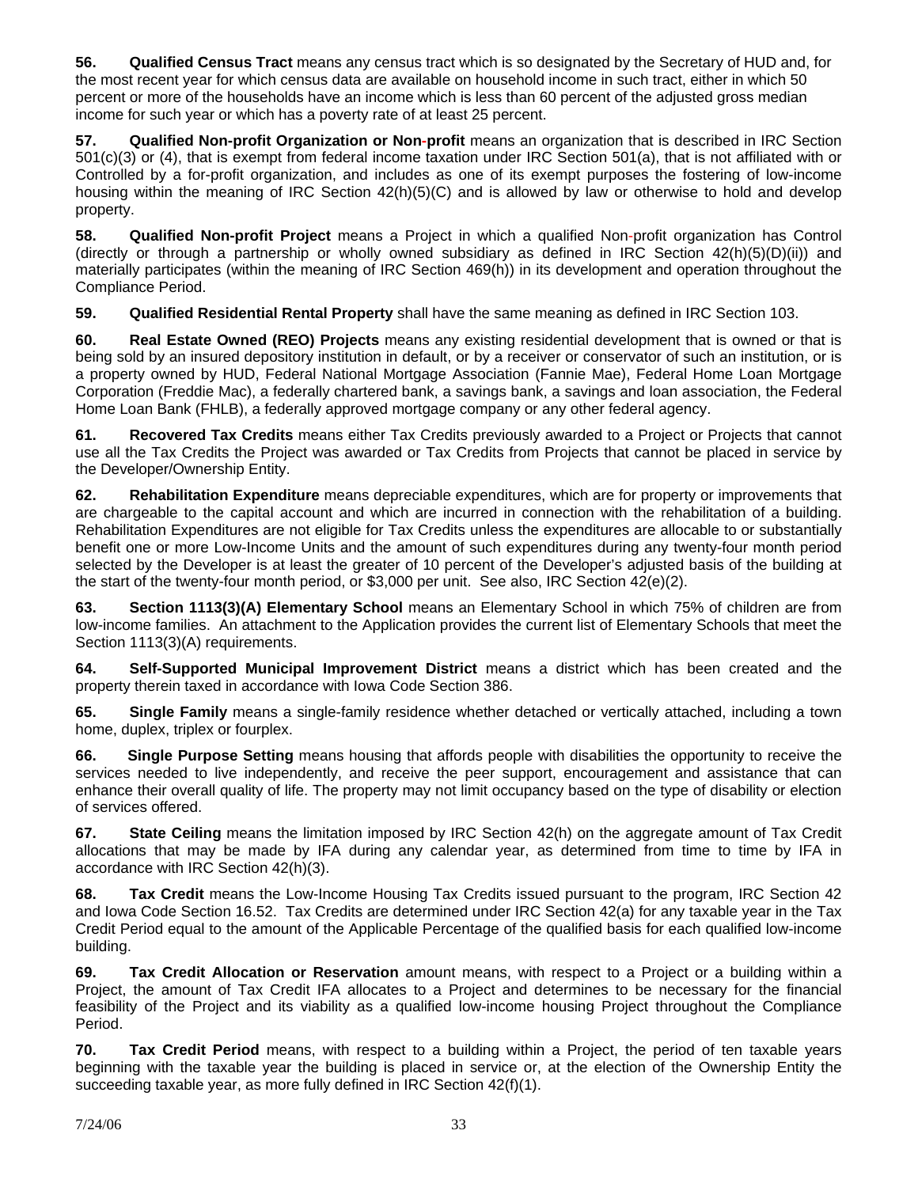**56. Qualified Census Tract** means any census tract which is so designated by the Secretary of HUD and, for the most recent year for which census data are available on household income in such tract, either in which 50 percent or more of the households have an income which is less than 60 percent of the adjusted gross median income for such year or which has a poverty rate of at least 25 percent.

**57. Qualified Non-profit Organization or Non-profit** means an organization that is described in IRC Section 501(c)(3) or (4), that is exempt from federal income taxation under IRC Section 501(a), that is not affiliated with or Controlled by a for-profit organization, and includes as one of its exempt purposes the fostering of low-income housing within the meaning of IRC Section 42(h)(5)(C) and is allowed by law or otherwise to hold and develop property.

**58. Qualified Non-profit Project** means a Project in which a qualified Non-profit organization has Control (directly or through a partnership or wholly owned subsidiary as defined in IRC Section 42(h)(5)(D)(ii)) and materially participates (within the meaning of IRC Section 469(h)) in its development and operation throughout the Compliance Period.

**59. Qualified Residential Rental Property** shall have the same meaning as defined in IRC Section 103.

**60. Real Estate Owned (REO) Projects** means any existing residential development that is owned or that is being sold by an insured depository institution in default, or by a receiver or conservator of such an institution, or is a property owned by HUD, Federal National Mortgage Association (Fannie Mae), Federal Home Loan Mortgage Corporation (Freddie Mac), a federally chartered bank, a savings bank, a savings and loan association, the Federal Home Loan Bank (FHLB), a federally approved mortgage company or any other federal agency.

**61. Recovered Tax Credits** means either Tax Credits previously awarded to a Project or Projects that cannot use all the Tax Credits the Project was awarded or Tax Credits from Projects that cannot be placed in service by the Developer/Ownership Entity.

**62. Rehabilitation Expenditure** means depreciable expenditures, which are for property or improvements that are chargeable to the capital account and which are incurred in connection with the rehabilitation of a building. Rehabilitation Expenditures are not eligible for Tax Credits unless the expenditures are allocable to or substantially benefit one or more Low-Income Units and the amount of such expenditures during any twenty-four month period selected by the Developer is at least the greater of 10 percent of the Developer's adjusted basis of the building at the start of the twenty-four month period, or $3,000 per unit. See also, IRC Section 42(e)(2).

**63. Section 1113(3)(A) Elementary School** means an Elementary School in which 75% of children are from low-income families. An attachment to the Application provides the current list of Elementary Schools that meet the Section 1113(3)(A) requirements.

**64. Self-Supported Municipal Improvement District** means a district which has been created and the property therein taxed in accordance with Iowa Code Section 386.

**65. Single Family** means a single-family residence whether detached or vertically attached, including a town home, duplex, triplex or fourplex.

**66. Single Purpose Setting** means housing that affords people with disabilities the opportunity to receive the services needed to live independently, and receive the peer support, encouragement and assistance that can enhance their overall quality of life. The property may not limit occupancy based on the type of disability or election of services offered.

**67. State Ceiling** means the limitation imposed by IRC Section 42(h) on the aggregate amount of Tax Credit allocations that may be made by IFA during any calendar year, as determined from time to time by IFA in accordance with IRC Section 42(h)(3).

**68. Tax Credit** means the Low-Income Housing Tax Credits issued pursuant to the program, IRC Section 42 and Iowa Code Section 16.52. Tax Credits are determined under IRC Section 42(a) for any taxable year in the Tax Credit Period equal to the amount of the Applicable Percentage of the qualified basis for each qualified low-income building.

**69. Tax Credit Allocation or Reservation** amount means, with respect to a Project or a building within a Project, the amount of Tax Credit IFA allocates to a Project and determines to be necessary for the financial feasibility of the Project and its viability as a qualified low-income housing Project throughout the Compliance Period.

**70. Tax Credit Period** means, with respect to a building within a Project, the period of ten taxable years beginning with the taxable year the building is placed in service or, at the election of the Ownership Entity the succeeding taxable year, as more fully defined in IRC Section 42(f)(1).

7/24/06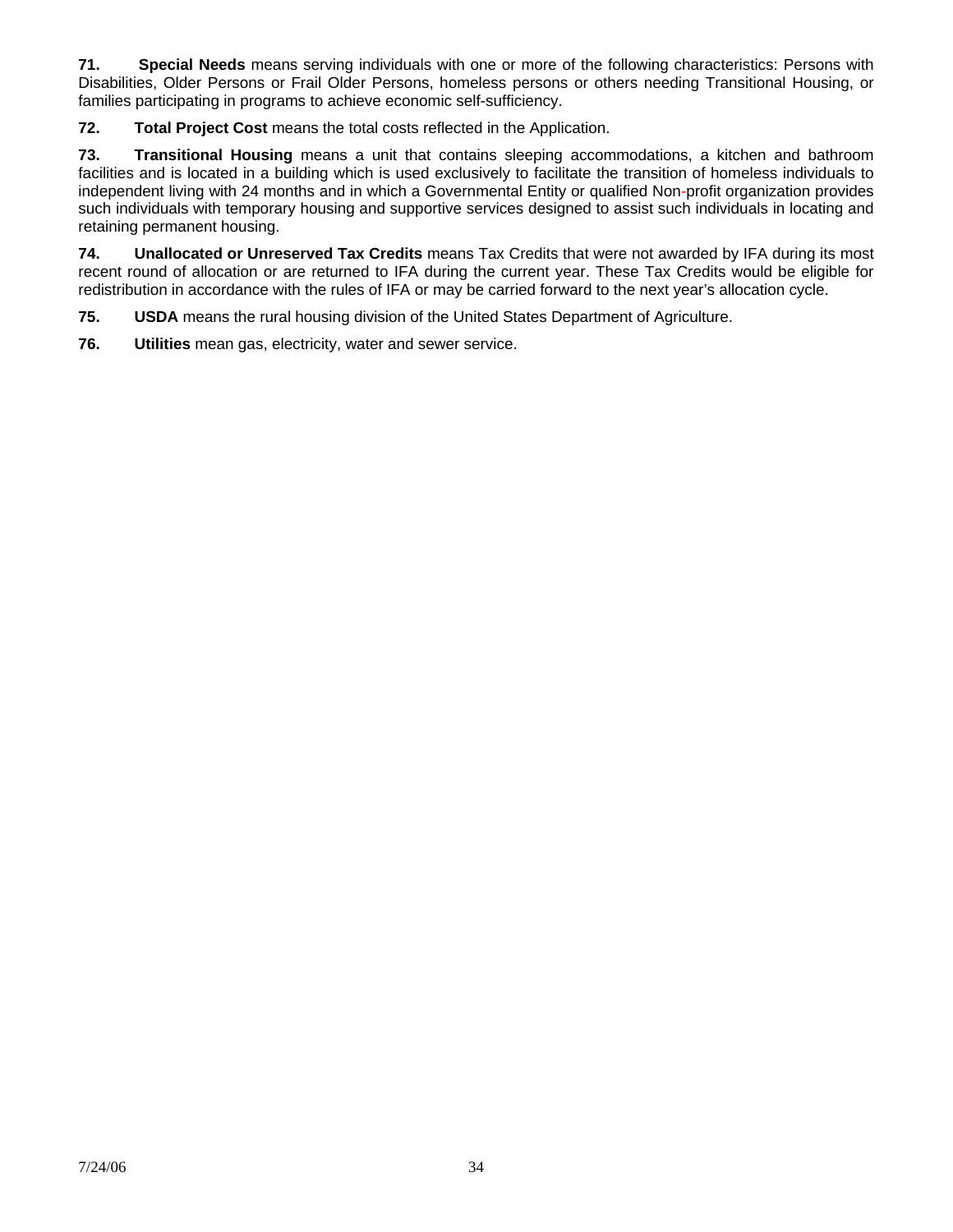**71.** **Special Needs** means serving individuals with one or more of the following characteristics: Persons with Disabilities, Older Persons or Frail Older Persons, homeless persons or others needing Transitional Housing, or families participating in programs to achieve economic self-sufficiency.

**72.** **Total Project Cost** means the total costs reflected in the Application.

**73.** **Transitional Housing** means a unit that contains sleeping accommodations, a kitchen and bathroom facilities and is located in a building which is used exclusively to facilitate the transition of homeless individuals to independent living with 24 months and in which a Governmental Entity or qualified Non-profit organization provides such individuals with temporary housing and supportive services designed to assist such individuals in locating and retaining permanent housing.

**74.** **Unallocated or Unreserved Tax Credits** means Tax Credits that were not awarded by IFA during its most recent round of allocation or are returned to IFA during the current year. These Tax Credits would be eligible for redistribution in accordance with the rules of IFA or may be carried forward to the next year's allocation cycle.

**75.** **USDA** means the rural housing division of the United States Department of Agriculture.

**76.** **Utilities** mean gas, electricity, water and sewer service.